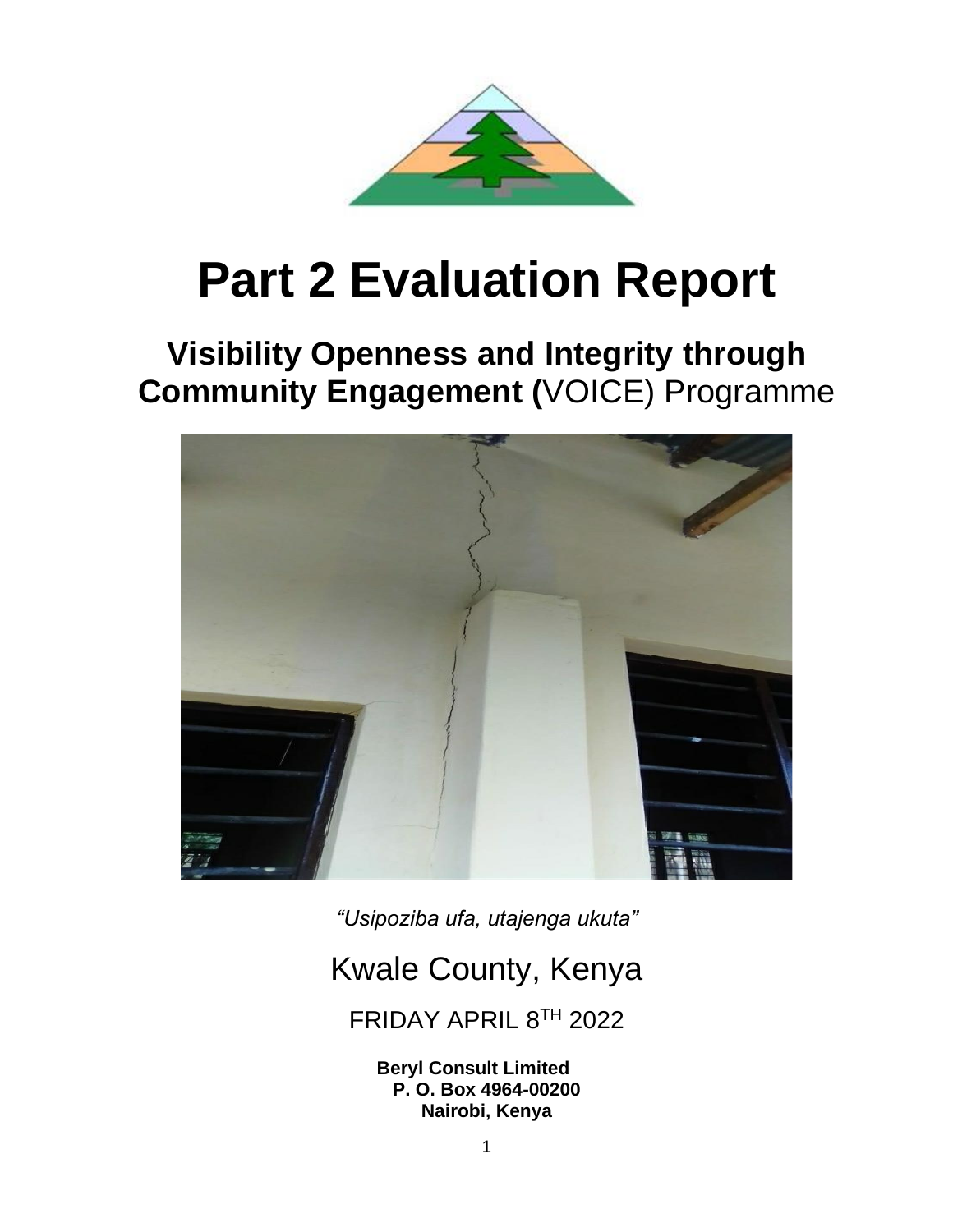# Part 2 Evaluation Report

## Visibility Openness and Integrity through Community Engagement (VOICE) Programme

*"Usipoziba ufa, utajenga ukuta"*

Kwale County, Kenya

FRIDAY APRIL 8TH 2022

**Beryl Consult Limited**
**P. O. Box 4964-00200**
**Nairobi, Kenya**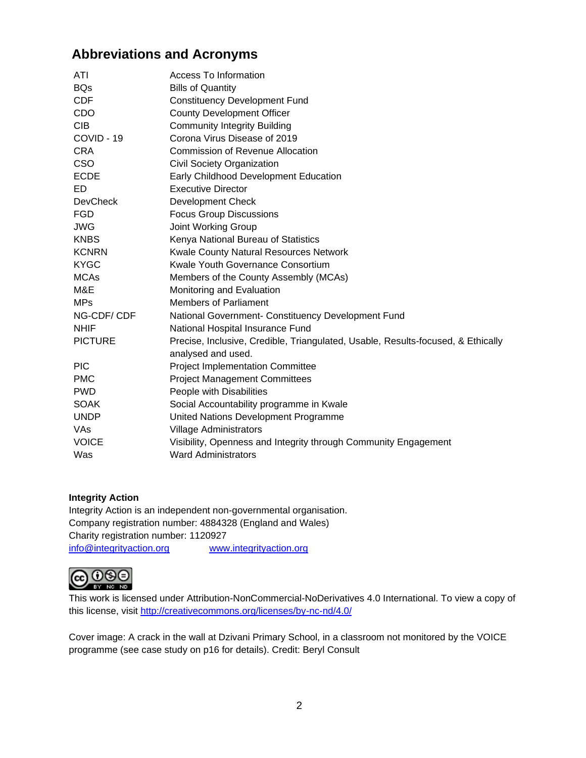## Abbreviations and Acronyms

| | |
|---|---|
| ATI | Access To Information |
| BQs | Bills of Quantity |
| CDF | Constituency Development Fund |
| CDO | County Development Officer |
| CIB | Community Integrity Building |
| COVID - 19 | Corona Virus Disease of 2019 |
| CRA | Commission of Revenue Allocation |
| CSO | Civil Society Organization |
| ECDE | Early Childhood Development Education |
| ED | Executive Director |
| DevCheck | Development Check |
| FGD | Focus Group Discussions |
| JWG | Joint Working Group |
| KNBS | Kenya National Bureau of Statistics |
| KCNRN | Kwale County Natural Resources Network |
| KYGC | Kwale Youth Governance Consortium |
| MCAs | Members of the County Assembly (MCAs) |
| M&E | Monitoring and Evaluation |
| MPs | Members of Parliament |
| NG-CDF/ CDF | National Government- Constituency Development Fund |
| NHIF | National Hospital Insurance Fund |
| PICTURE | Precise, Inclusive, Credible, Triangulated, Usable, Results-focused, & Ethically analysed and used. |
| PIC | Project Implementation Committee |
| PMC | Project Management Committees |
| PWD | People with Disabilities |
| SOAK | Social Accountability programme in Kwale |
| UNDP | United Nations Development Programme |
| VAs | Village Administrators |
| VOICE | Visibility, Openness and Integrity through Community Engagement |
| Was | Ward Administrators |

**Integrity Action**
Integrity Action is an independent non-governmental organisation.
Company registration number: 4884328 (England and Wales)
Charity registration number: 1120927
info@integrityaction.org www.integrityaction.org

This work is licensed under Attribution-NonCommercial-NoDerivatives 4.0 International. To view a copy of this license, visit http://creativecommons.org/licenses/by-nc-nd/4.0/

Cover image: A crack in the wall at Dzivani Primary School, in a classroom not monitored by the VOICE programme (see case study on p16 for details). Credit: Beryl Consult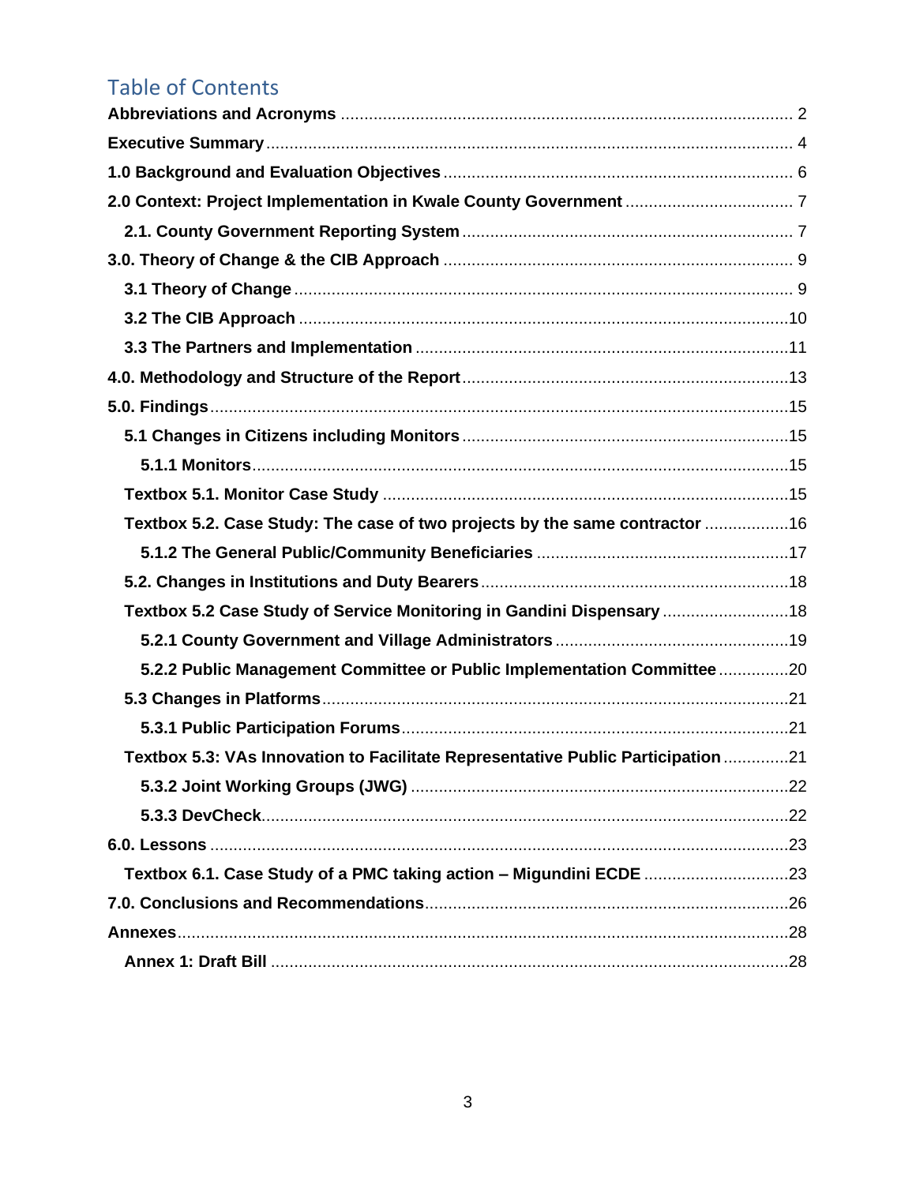## Table of Contents

**Abbreviations and Acronyms** ..... 2

**Executive Summary** ..... 4

**1.0 Background and Evaluation Objectives** ..... 6

**2.0 Context: Project Implementation in Kwale County Government** ..... 7

- **2.1. County Government Reporting System** ..... 7

**3.0. Theory of Change & the CIB Approach** ..... 9

- **3.1 Theory of Change** ..... 9
- **3.2 The CIB Approach** ..... 10
- **3.3 The Partners and Implementation** ..... 11

**4.0. Methodology and Structure of the Report** ..... 13

**5.0. Findings** ..... 15

- **5.1 Changes in Citizens including Monitors** ..... 15
  - **5.1.1 Monitors** ..... 15
- **Textbox 5.1. Monitor Case Study** ..... 15
- **Textbox 5.2. Case Study: The case of two projects by the same contractor** ..... 16
  - **5.1.2 The General Public/Community Beneficiaries** ..... 17
- **5.2. Changes in Institutions and Duty Bearers** ..... 18
- **Textbox 5.2 Case Study of Service Monitoring in Gandini Dispensary** ..... 18
  - **5.2.1 County Government and Village Administrators** ..... 19
  - **5.2.2 Public Management Committee or Public Implementation Committee** ..... 20
- **5.3 Changes in Platforms** ..... 21
  - **5.3.1 Public Participation Forums** ..... 21
- **Textbox 5.3: VAs Innovation to Facilitate Representative Public Participation** ..... 21
  - **5.3.2 Joint Working Groups (JWG)** ..... 22
  - **5.3.3 DevCheck** ..... 22

**6.0. Lessons** ..... 23

- **Textbox 6.1. Case Study of a PMC taking action – Migundini ECDE** ..... 23

**7.0. Conclusions and Recommendations** ..... 26

**Annexes** ..... 28

- **Annex 1: Draft Bill** ..... 28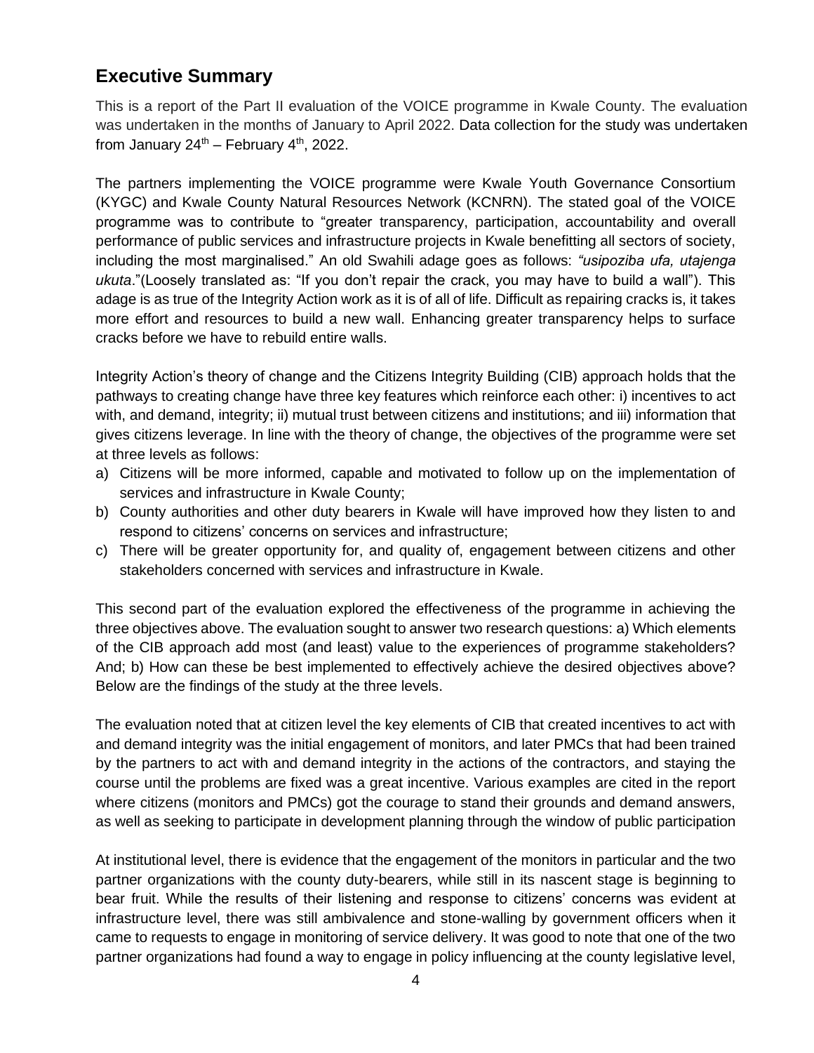## Executive Summary

This is a report of the Part II evaluation of the VOICE programme in Kwale County. The evaluation was undertaken in the months of January to April 2022. Data collection for the study was undertaken from January 24th – February 4th, 2022.

The partners implementing the VOICE programme were Kwale Youth Governance Consortium (KYGC) and Kwale County Natural Resources Network (KCNRN). The stated goal of the VOICE programme was to contribute to "greater transparency, participation, accountability and overall performance of public services and infrastructure projects in Kwale benefitting all sectors of society, including the most marginalised." An old Swahili adage goes as follows: *"usipoziba ufa, utajenga ukuta*."(Loosely translated as: "If you don't repair the crack, you may have to build a wall"). This adage is as true of the Integrity Action work as it is of all of life. Difficult as repairing cracks is, it takes more effort and resources to build a new wall. Enhancing greater transparency helps to surface cracks before we have to rebuild entire walls.

Integrity Action's theory of change and the Citizens Integrity Building (CIB) approach holds that the pathways to creating change have three key features which reinforce each other: i) incentives to act with, and demand, integrity; ii) mutual trust between citizens and institutions; and iii) information that gives citizens leverage. In line with the theory of change, the objectives of the programme were set at three levels as follows:

a) Citizens will be more informed, capable and motivated to follow up on the implementation of services and infrastructure in Kwale County;
b) County authorities and other duty bearers in Kwale will have improved how they listen to and respond to citizens' concerns on services and infrastructure;
c) There will be greater opportunity for, and quality of, engagement between citizens and other stakeholders concerned with services and infrastructure in Kwale.

This second part of the evaluation explored the effectiveness of the programme in achieving the three objectives above. The evaluation sought to answer two research questions: a) Which elements of the CIB approach add most (and least) value to the experiences of programme stakeholders? And; b) How can these be best implemented to effectively achieve the desired objectives above? Below are the findings of the study at the three levels.

The evaluation noted that at citizen level the key elements of CIB that created incentives to act with and demand integrity was the initial engagement of monitors, and later PMCs that had been trained by the partners to act with and demand integrity in the actions of the contractors, and staying the course until the problems are fixed was a great incentive. Various examples are cited in the report where citizens (monitors and PMCs) got the courage to stand their grounds and demand answers, as well as seeking to participate in development planning through the window of public participation

At institutional level, there is evidence that the engagement of the monitors in particular and the two partner organizations with the county duty-bearers, while still in its nascent stage is beginning to bear fruit. While the results of their listening and response to citizens' concerns was evident at infrastructure level, there was still ambivalence and stone-walling by government officers when it came to requests to engage in monitoring of service delivery. It was good to note that one of the two partner organizations had found a way to engage in policy influencing at the county legislative level,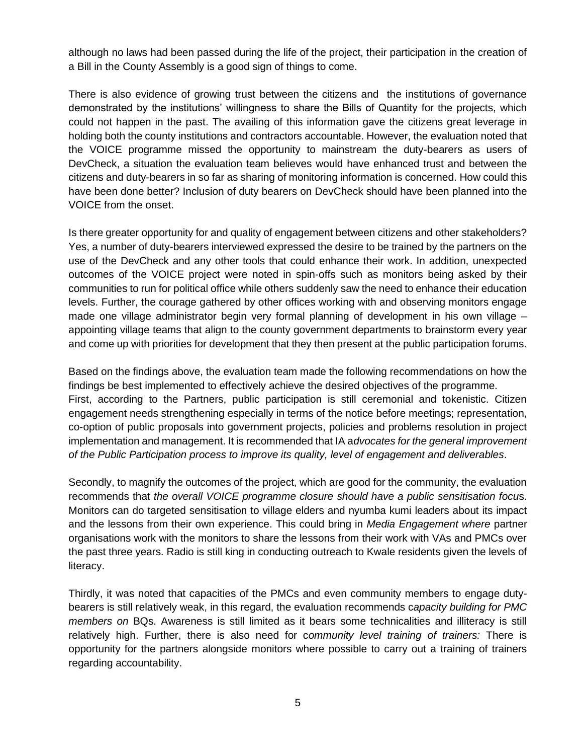although no laws had been passed during the life of the project, their participation in the creation of a Bill in the County Assembly is a good sign of things to come.

There is also evidence of growing trust between the citizens and the institutions of governance demonstrated by the institutions' willingness to share the Bills of Quantity for the projects, which could not happen in the past. The availing of this information gave the citizens great leverage in holding both the county institutions and contractors accountable. However, the evaluation noted that the VOICE programme missed the opportunity to mainstream the duty-bearers as users of DevCheck, a situation the evaluation team believes would have enhanced trust and between the citizens and duty-bearers in so far as sharing of monitoring information is concerned. How could this have been done better? Inclusion of duty bearers on DevCheck should have been planned into the VOICE from the onset.

Is there greater opportunity for and quality of engagement between citizens and other stakeholders? Yes, a number of duty-bearers interviewed expressed the desire to be trained by the partners on the use of the DevCheck and any other tools that could enhance their work. In addition, unexpected outcomes of the VOICE project were noted in spin-offs such as monitors being asked by their communities to run for political office while others suddenly saw the need to enhance their education levels. Further, the courage gathered by other offices working with and observing monitors engage made one village administrator begin very formal planning of development in his own village – appointing village teams that align to the county government departments to brainstorm every year and come up with priorities for development that they then present at the public participation forums.

Based on the findings above, the evaluation team made the following recommendations on how the findings be best implemented to effectively achieve the desired objectives of the programme.
First, according to the Partners, public participation is still ceremonial and tokenistic. Citizen engagement needs strengthening especially in terms of the notice before meetings; representation, co-option of public proposals into government projects, policies and problems resolution in project implementation and management. It is recommended that IA a*dvocates for the general improvement of the Public Participation process to improve its quality, level of engagement and deliverables*.

Secondly, to magnify the outcomes of the project, which are good for the community, the evaluation recommends that *the overall VOICE programme closure should have a public sensitisation focu*s. Monitors can do targeted sensitisation to village elders and nyumba kumi leaders about its impact and the lessons from their own experience. This could bring in *Media Engagement where* partner organisations work with the monitors to share the lessons from their work with VAs and PMCs over the past three years. Radio is still king in conducting outreach to Kwale residents given the levels of literacy.

Thirdly, it was noted that capacities of the PMCs and even community members to engage duty-bearers is still relatively weak, in this regard, the evaluation recommends c*apacity building for PMC members on* BQs. Awareness is still limited as it bears some technicalities and illiteracy is still relatively high. Further, there is also need for c*ommunity level training of trainers:* There is opportunity for the partners alongside monitors where possible to carry out a training of trainers regarding accountability.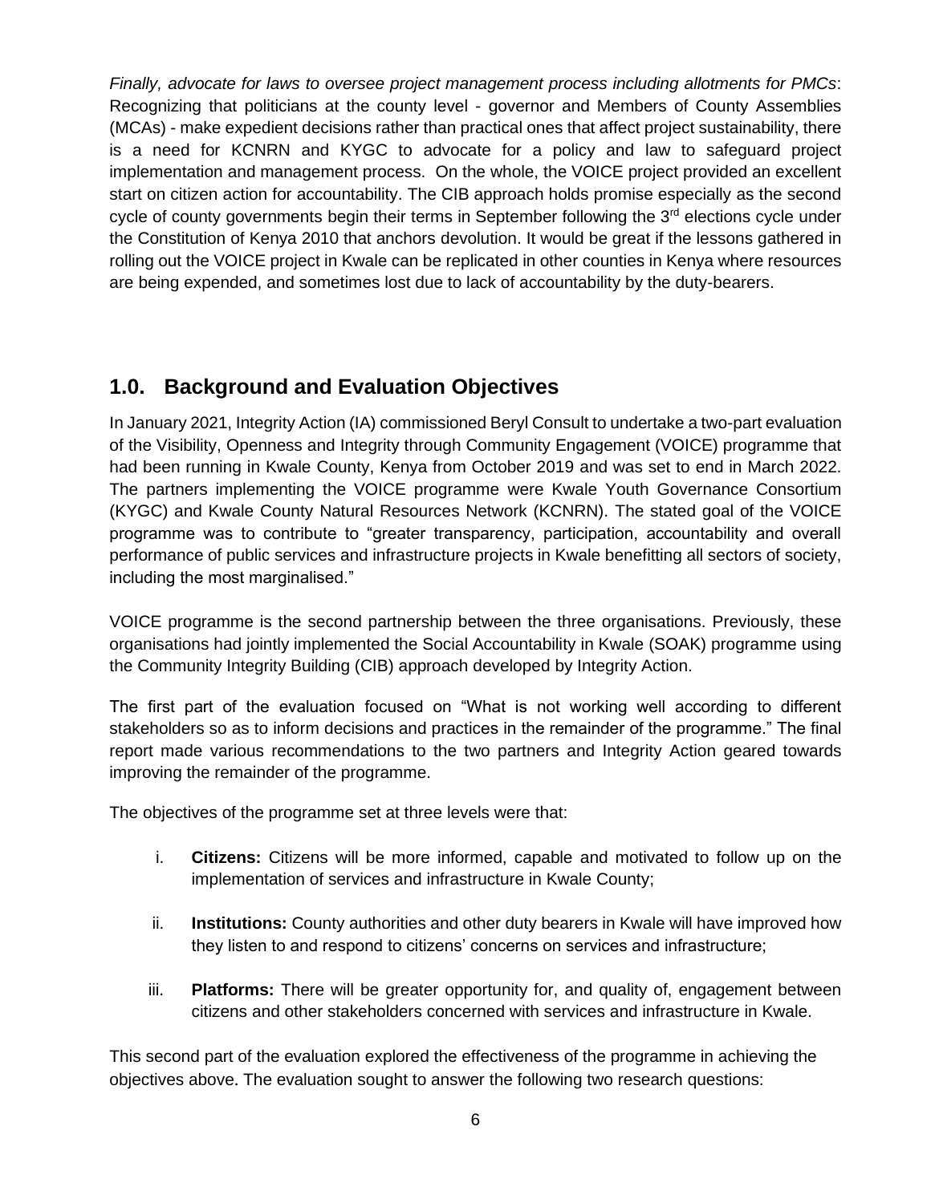*Finally, advocate for laws to oversee project management process including allotments for PMCs*: Recognizing that politicians at the county level - governor and Members of County Assemblies (MCAs) - make expedient decisions rather than practical ones that affect project sustainability, there is a need for KCNRN and KYGC to advocate for a policy and law to safeguard project implementation and management process. On the whole, the VOICE project provided an excellent start on citizen action for accountability. The CIB approach holds promise especially as the second cycle of county governments begin their terms in September following the 3rd elections cycle under the Constitution of Kenya 2010 that anchors devolution. It would be great if the lessons gathered in rolling out the VOICE project in Kwale can be replicated in other counties in Kenya where resources are being expended, and sometimes lost due to lack of accountability by the duty-bearers.

## 1.0. Background and Evaluation Objectives

In January 2021, Integrity Action (IA) commissioned Beryl Consult to undertake a two-part evaluation of the Visibility, Openness and Integrity through Community Engagement (VOICE) programme that had been running in Kwale County, Kenya from October 2019 and was set to end in March 2022. The partners implementing the VOICE programme were Kwale Youth Governance Consortium (KYGC) and Kwale County Natural Resources Network (KCNRN). The stated goal of the VOICE programme was to contribute to "greater transparency, participation, accountability and overall performance of public services and infrastructure projects in Kwale benefitting all sectors of society, including the most marginalised."

VOICE programme is the second partnership between the three organisations. Previously, these organisations had jointly implemented the Social Accountability in Kwale (SOAK) programme using the Community Integrity Building (CIB) approach developed by Integrity Action.

The first part of the evaluation focused on "What is not working well according to different stakeholders so as to inform decisions and practices in the remainder of the programme." The final report made various recommendations to the two partners and Integrity Action geared towards improving the remainder of the programme.

The objectives of the programme set at three levels were that:

i. **Citizens:** Citizens will be more informed, capable and motivated to follow up on the implementation of services and infrastructure in Kwale County;

ii. **Institutions:** County authorities and other duty bearers in Kwale will have improved how they listen to and respond to citizens' concerns on services and infrastructure;

iii. **Platforms:** There will be greater opportunity for, and quality of, engagement between citizens and other stakeholders concerned with services and infrastructure in Kwale.

This second part of the evaluation explored the effectiveness of the programme in achieving the objectives above. The evaluation sought to answer the following two research questions: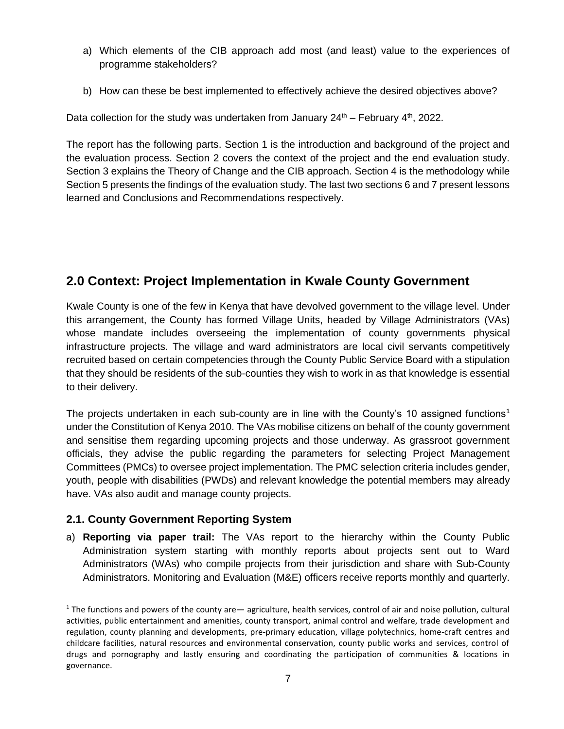a) Which elements of the CIB approach add most (and least) value to the experiences of programme stakeholders?

b) How can these be best implemented to effectively achieve the desired objectives above?

Data collection for the study was undertaken from January 24th – February 4th, 2022.

The report has the following parts. Section 1 is the introduction and background of the project and the evaluation process. Section 2 covers the context of the project and the end evaluation study. Section 3 explains the Theory of Change and the CIB approach. Section 4 is the methodology while Section 5 presents the findings of the evaluation study. The last two sections 6 and 7 present lessons learned and Conclusions and Recommendations respectively.

## 2.0 Context: Project Implementation in Kwale County Government

Kwale County is one of the few in Kenya that have devolved government to the village level. Under this arrangement, the County has formed Village Units, headed by Village Administrators (VAs) whose mandate includes overseeing the implementation of county governments physical infrastructure projects. The village and ward administrators are local civil servants competitively recruited based on certain competencies through the County Public Service Board with a stipulation that they should be residents of the sub-counties they wish to work in as that knowledge is essential to their delivery.

The projects undertaken in each sub-county are in line with the County's 10 assigned functions[1] under the Constitution of Kenya 2010. The VAs mobilise citizens on behalf of the county government and sensitise them regarding upcoming projects and those underway. As grassroot government officials, they advise the public regarding the parameters for selecting Project Management Committees (PMCs) to oversee project implementation. The PMC selection criteria includes gender, youth, people with disabilities (PWDs) and relevant knowledge the potential members may already have. VAs also audit and manage county projects.

### 2.1. County Government Reporting System

a) **Reporting via paper trail:** The VAs report to the hierarchy within the County Public Administration system starting with monthly reports about projects sent out to Ward Administrators (WAs) who compile projects from their jurisdiction and share with Sub-County Administrators. Monitoring and Evaluation (M&E) officers receive reports monthly and quarterly.

---

[1] The functions and powers of the county are— agriculture, health services, control of air and noise pollution, cultural activities, public entertainment and amenities, county transport, animal control and welfare, trade development and regulation, county planning and developments, pre-primary education, village polytechnics, home-craft centres and childcare facilities, natural resources and environmental conservation, county public works and services, control of drugs and pornography and lastly ensuring and coordinating the participation of communities & locations in governance.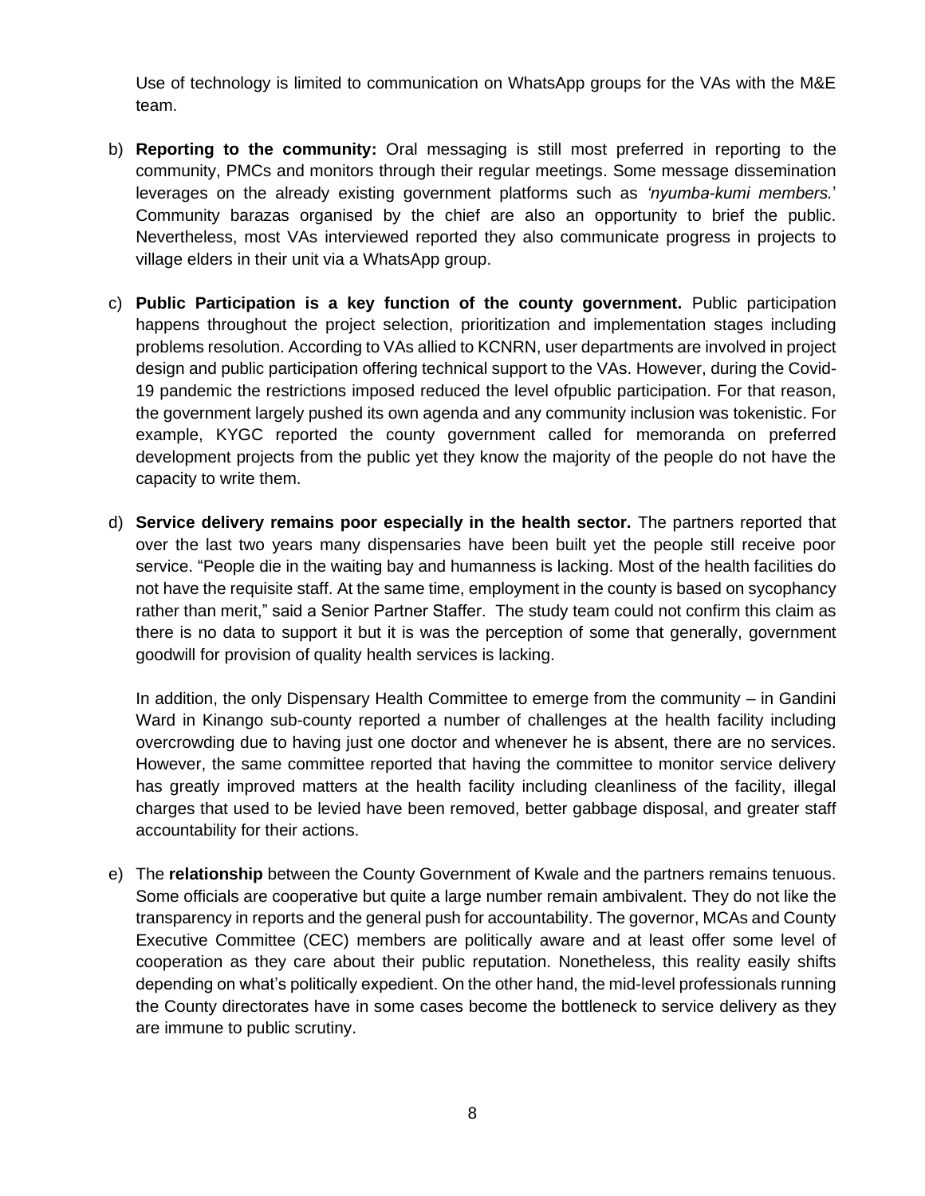Use of technology is limited to communication on WhatsApp groups for the VAs with the M&E team.

b) **Reporting to the community:** Oral messaging is still most preferred in reporting to the community, PMCs and monitors through their regular meetings. Some message dissemination leverages on the already existing government platforms such as *'nyumba-kumi members.'* Community barazas organised by the chief are also an opportunity to brief the public. Nevertheless, most VAs interviewed reported they also communicate progress in projects to village elders in their unit via a WhatsApp group.

c) **Public Participation is a key function of the county government.** Public participation happens throughout the project selection, prioritization and implementation stages including problems resolution. According to VAs allied to KCNRN, user departments are involved in project design and public participation offering technical support to the VAs. However, during the Covid-19 pandemic the restrictions imposed reduced the level ofpublic participation. For that reason, the government largely pushed its own agenda and any community inclusion was tokenistic. For example, KYGC reported the county government called for memoranda on preferred development projects from the public yet they know the majority of the people do not have the capacity to write them.

d) **Service delivery remains poor especially in the health sector.** The partners reported that over the last two years many dispensaries have been built yet the people still receive poor service. "People die in the waiting bay and humanness is lacking. Most of the health facilities do not have the requisite staff. At the same time, employment in the county is based on sycophancy rather than merit," said a Senior Partner Staffer. The study team could not confirm this claim as there is no data to support it but it is was the perception of some that generally, government goodwill for provision of quality health services is lacking.

   In addition, the only Dispensary Health Committee to emerge from the community – in Gandini Ward in Kinango sub-county reported a number of challenges at the health facility including overcrowding due to having just one doctor and whenever he is absent, there are no services. However, the same committee reported that having the committee to monitor service delivery has greatly improved matters at the health facility including cleanliness of the facility, illegal charges that used to be levied have been removed, better gabbage disposal, and greater staff accountability for their actions.

e) The **relationship** between the County Government of Kwale and the partners remains tenuous. Some officials are cooperative but quite a large number remain ambivalent. They do not like the transparency in reports and the general push for accountability. The governor, MCAs and County Executive Committee (CEC) members are politically aware and at least offer some level of cooperation as they care about their public reputation. Nonetheless, this reality easily shifts depending on what's politically expedient. On the other hand, the mid-level professionals running the County directorates have in some cases become the bottleneck to service delivery as they are immune to public scrutiny.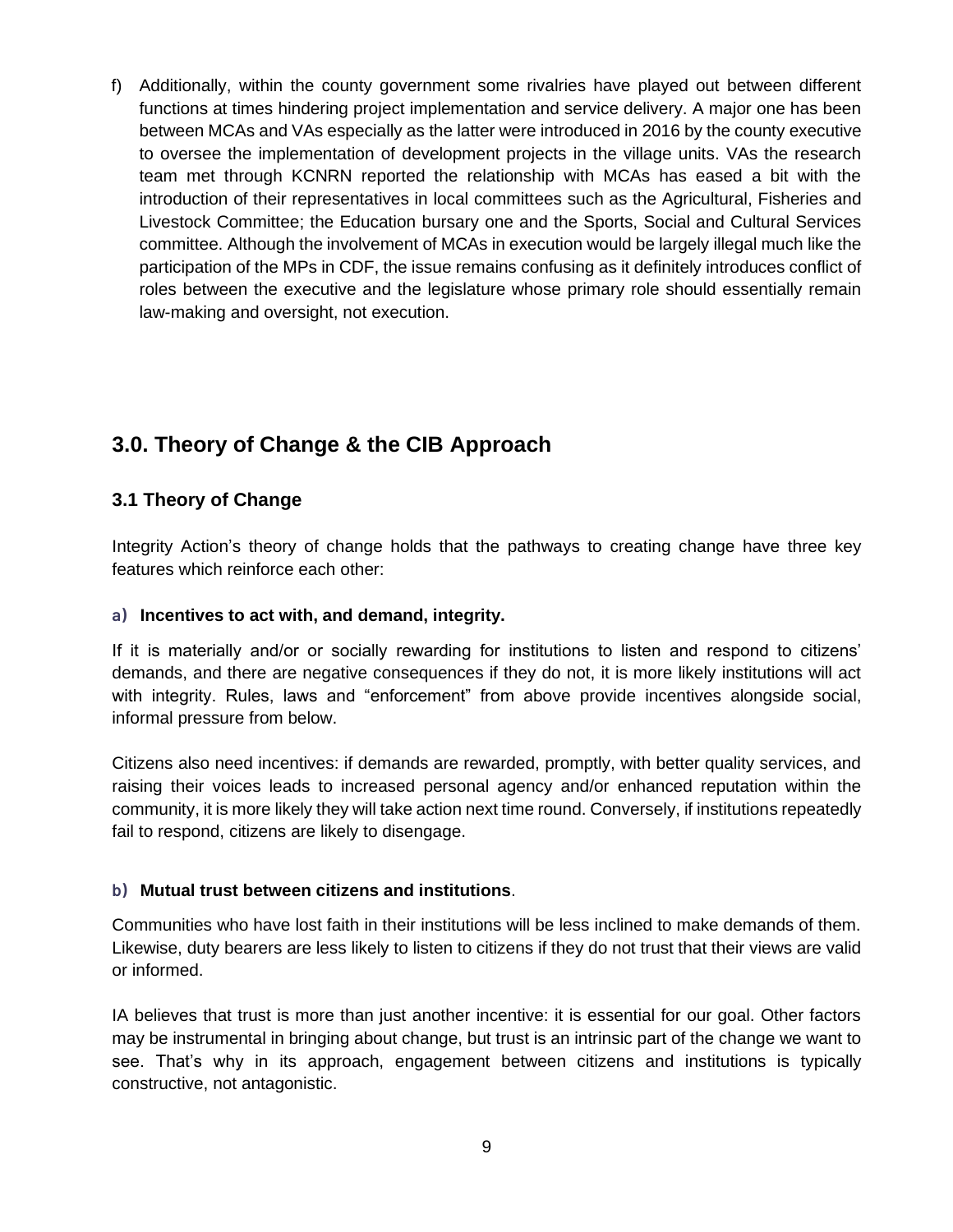f) Additionally, within the county government some rivalries have played out between different functions at times hindering project implementation and service delivery. A major one has been between MCAs and VAs especially as the latter were introduced in 2016 by the county executive to oversee the implementation of development projects in the village units. VAs the research team met through KCNRN reported the relationship with MCAs has eased a bit with the introduction of their representatives in local committees such as the Agricultural, Fisheries and Livestock Committee; the Education bursary one and the Sports, Social and Cultural Services committee. Although the involvement of MCAs in execution would be largely illegal much like the participation of the MPs in CDF, the issue remains confusing as it definitely introduces conflict of roles between the executive and the legislature whose primary role should essentially remain law-making and oversight, not execution.

## 3.0. Theory of Change & the CIB Approach

### 3.1 Theory of Change

Integrity Action's theory of change holds that the pathways to creating change have three key features which reinforce each other:

**a) Incentives to act with, and demand, integrity.**

If it is materially and/or or socially rewarding for institutions to listen and respond to citizens' demands, and there are negative consequences if they do not, it is more likely institutions will act with integrity. Rules, laws and "enforcement" from above provide incentives alongside social, informal pressure from below.

Citizens also need incentives: if demands are rewarded, promptly, with better quality services, and raising their voices leads to increased personal agency and/or enhanced reputation within the community, it is more likely they will take action next time round. Conversely, if institutions repeatedly fail to respond, citizens are likely to disengage.

**b) Mutual trust between citizens and institutions**.

Communities who have lost faith in their institutions will be less inclined to make demands of them. Likewise, duty bearers are less likely to listen to citizens if they do not trust that their views are valid or informed.

IA believes that trust is more than just another incentive: it is essential for our goal. Other factors may be instrumental in bringing about change, but trust is an intrinsic part of the change we want to see. That's why in its approach, engagement between citizens and institutions is typically constructive, not antagonistic.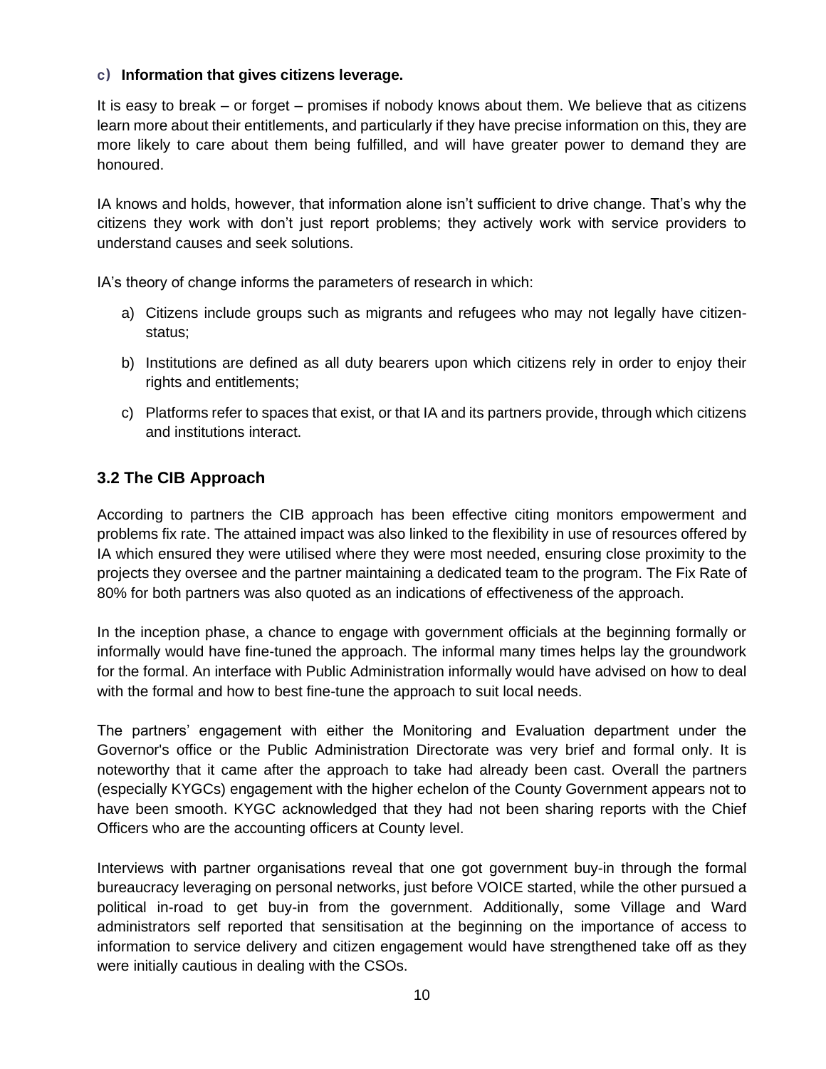### c) Information that gives citizens leverage.

It is easy to break – or forget – promises if nobody knows about them. We believe that as citizens learn more about their entitlements, and particularly if they have precise information on this, they are more likely to care about them being fulfilled, and will have greater power to demand they are honoured.

IA knows and holds, however, that information alone isn't sufficient to drive change. That's why the citizens they work with don't just report problems; they actively work with service providers to understand causes and seek solutions.

IA's theory of change informs the parameters of research in which:

a) Citizens include groups such as migrants and refugees who may not legally have citizen-status;

b) Institutions are defined as all duty bearers upon which citizens rely in order to enjoy their rights and entitlements;

c) Platforms refer to spaces that exist, or that IA and its partners provide, through which citizens and institutions interact.

## 3.2 The CIB Approach

According to partners the CIB approach has been effective citing monitors empowerment and problems fix rate. The attained impact was also linked to the flexibility in use of resources offered by IA which ensured they were utilised where they were most needed, ensuring close proximity to the projects they oversee and the partner maintaining a dedicated team to the program. The Fix Rate of 80% for both partners was also quoted as an indications of effectiveness of the approach.

In the inception phase, a chance to engage with government officials at the beginning formally or informally would have fine-tuned the approach. The informal many times helps lay the groundwork for the formal. An interface with Public Administration informally would have advised on how to deal with the formal and how to best fine-tune the approach to suit local needs.

The partners' engagement with either the Monitoring and Evaluation department under the Governor's office or the Public Administration Directorate was very brief and formal only. It is noteworthy that it came after the approach to take had already been cast. Overall the partners (especially KYGCs) engagement with the higher echelon of the County Government appears not to have been smooth. KYGC acknowledged that they had not been sharing reports with the Chief Officers who are the accounting officers at County level.

Interviews with partner organisations reveal that one got government buy-in through the formal bureaucracy leveraging on personal networks, just before VOICE started, while the other pursued a political in-road to get buy-in from the government. Additionally, some Village and Ward administrators self reported that sensitisation at the beginning on the importance of access to information to service delivery and citizen engagement would have strengthened take off as they were initially cautious in dealing with the CSOs.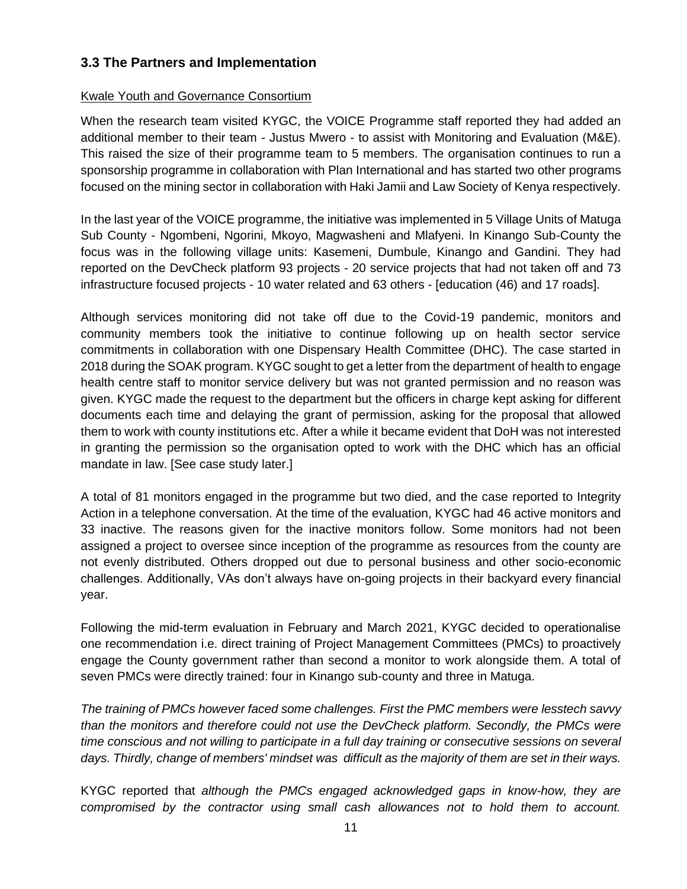### 3.3 The Partners and Implementation

Kwale Youth and Governance Consortium

When the research team visited KYGC, the VOICE Programme staff reported they had added an additional member to their team - Justus Mwero - to assist with Monitoring and Evaluation (M&E). This raised the size of their programme team to 5 members. The organisation continues to run a sponsorship programme in collaboration with Plan International and has started two other programs focused on the mining sector in collaboration with Haki Jamii and Law Society of Kenya respectively.

In the last year of the VOICE programme, the initiative was implemented in 5 Village Units of Matuga Sub County - Ngombeni, Ngorini, Mkoyo, Magwasheni and Mlafyeni. In Kinango Sub-County the focus was in the following village units: Kasemeni, Dumbule, Kinango and Gandini. They had reported on the DevCheck platform 93 projects - 20 service projects that had not taken off and 73 infrastructure focused projects - 10 water related and 63 others - [education (46) and 17 roads].

Although services monitoring did not take off due to the Covid-19 pandemic, monitors and community members took the initiative to continue following up on health sector service commitments in collaboration with one Dispensary Health Committee (DHC). The case started in 2018 during the SOAK program. KYGC sought to get a letter from the department of health to engage health centre staff to monitor service delivery but was not granted permission and no reason was given. KYGC made the request to the department but the officers in charge kept asking for different documents each time and delaying the grant of permission, asking for the proposal that allowed them to work with county institutions etc. After a while it became evident that DoH was not interested in granting the permission so the organisation opted to work with the DHC which has an official mandate in law. [See case study later.]

A total of 81 monitors engaged in the programme but two died, and the case reported to Integrity Action in a telephone conversation. At the time of the evaluation, KYGC had 46 active monitors and 33 inactive. The reasons given for the inactive monitors follow. Some monitors had not been assigned a project to oversee since inception of the programme as resources from the county are not evenly distributed. Others dropped out due to personal business and other socio-economic challenges. Additionally, VAs don't always have on-going projects in their backyard every financial year.

Following the mid-term evaluation in February and March 2021, KYGC decided to operationalise one recommendation i.e. direct training of Project Management Committees (PMCs) to proactively engage the County government rather than second a monitor to work alongside them. A total of seven PMCs were directly trained: four in Kinango sub-county and three in Matuga.

*The training of PMCs however faced some challenges. First the PMC members were lesstech savvy than the monitors and therefore could not use the DevCheck platform. Secondly, the PMCs were time conscious and not willing to participate in a full day training or consecutive sessions on several days. Thirdly, change of members' mindset was difficult as the majority of them are set in their ways.*

KYGC reported that *although the PMCs engaged acknowledged gaps in know-how, they are compromised by the contractor using small cash allowances not to hold them to account.*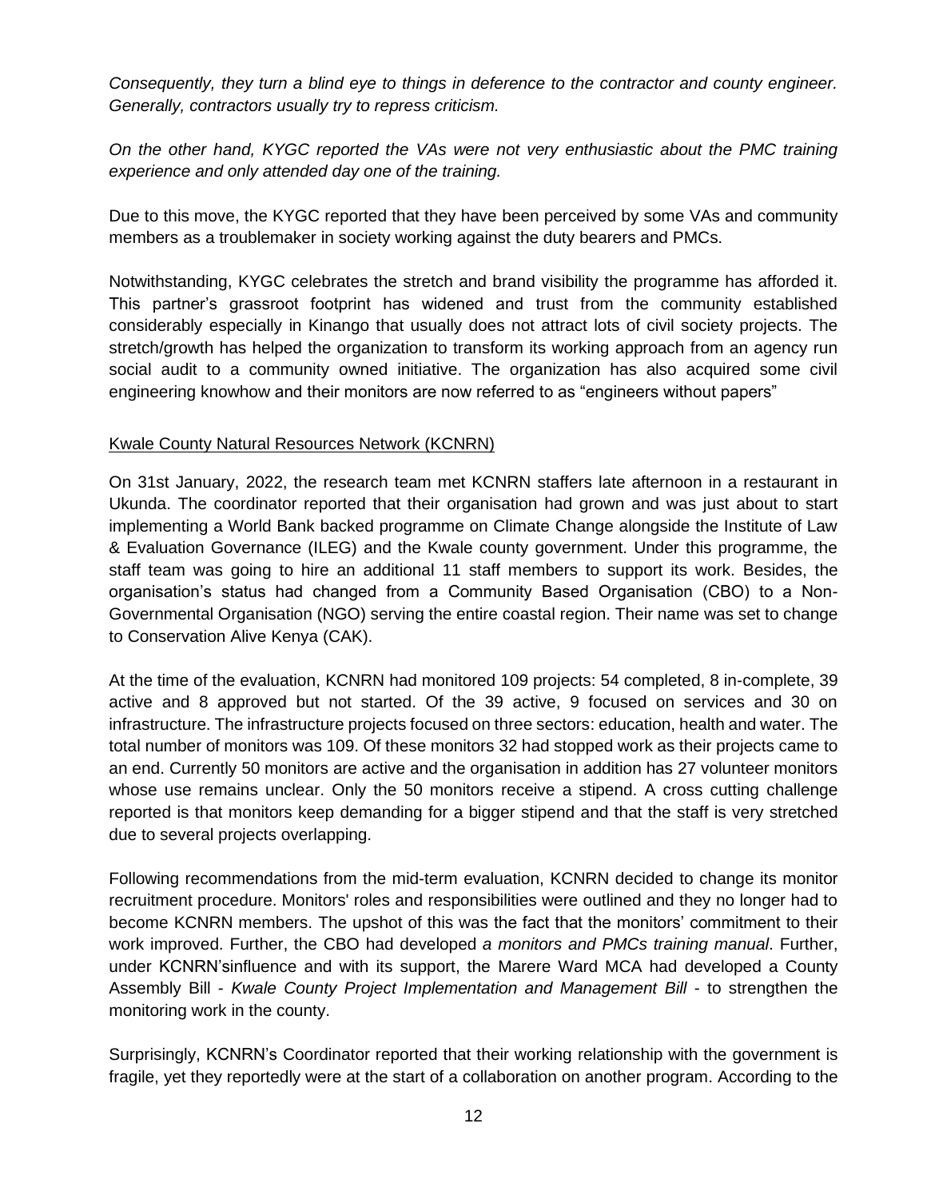*Consequently, they turn a blind eye to things in deference to the contractor and county engineer. Generally, contractors usually try to repress criticism.*

*On the other hand, KYGC reported the VAs were not very enthusiastic about the PMC training experience and only attended day one of the training.*

Due to this move, the KYGC reported that they have been perceived by some VAs and community members as a troublemaker in society working against the duty bearers and PMCs.

Notwithstanding, KYGC celebrates the stretch and brand visibility the programme has afforded it. This partner's grassroot footprint has widened and trust from the community established considerably especially in Kinango that usually does not attract lots of civil society projects. The stretch/growth has helped the organization to transform its working approach from an agency run social audit to a community owned initiative. The organization has also acquired some civil engineering knowhow and their monitors are now referred to as "engineers without papers"

Kwale County Natural Resources Network (KCNRN)

On 31st January, 2022, the research team met KCNRN staffers late afternoon in a restaurant in Ukunda. The coordinator reported that their organisation had grown and was just about to start implementing a World Bank backed programme on Climate Change alongside the Institute of Law & Evaluation Governance (ILEG) and the Kwale county government. Under this programme, the staff team was going to hire an additional 11 staff members to support its work. Besides, the organisation's status had changed from a Community Based Organisation (CBO) to a Non-Governmental Organisation (NGO) serving the entire coastal region. Their name was set to change to Conservation Alive Kenya (CAK).

At the time of the evaluation, KCNRN had monitored 109 projects: 54 completed, 8 in-complete, 39 active and 8 approved but not started. Of the 39 active, 9 focused on services and 30 on infrastructure. The infrastructure projects focused on three sectors: education, health and water. The total number of monitors was 109. Of these monitors 32 had stopped work as their projects came to an end. Currently 50 monitors are active and the organisation in addition has 27 volunteer monitors whose use remains unclear. Only the 50 monitors receive a stipend. A cross cutting challenge reported is that monitors keep demanding for a bigger stipend and that the staff is very stretched due to several projects overlapping.

Following recommendations from the mid-term evaluation, KCNRN decided to change its monitor recruitment procedure. Monitors' roles and responsibilities were outlined and they no longer had to become KCNRN members. The upshot of this was the fact that the monitors' commitment to their work improved. Further, the CBO had developed *a monitors and PMCs training manual*. Further, under KCNRN'sinfluence and with its support, the Marere Ward MCA had developed a County Assembly Bill - *Kwale County Project Implementation and Management Bill* - to strengthen the monitoring work in the county.

Surprisingly, KCNRN's Coordinator reported that their working relationship with the government is fragile, yet they reportedly were at the start of a collaboration on another program. According to the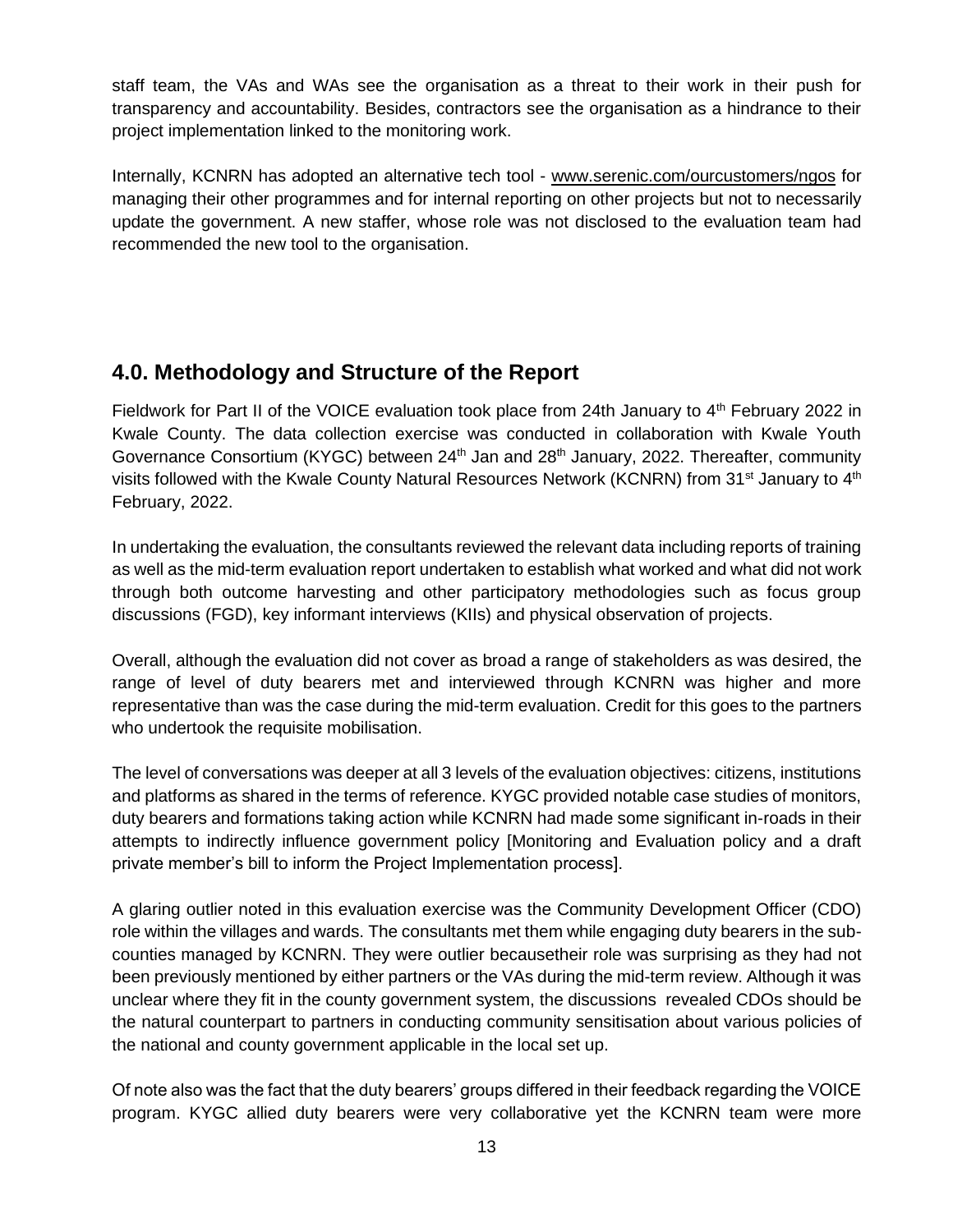staff team, the VAs and WAs see the organisation as a threat to their work in their push for transparency and accountability. Besides, contractors see the organisation as a hindrance to their project implementation linked to the monitoring work.

Internally, KCNRN has adopted an alternative tech tool - www.serenic.com/ourcustomers/ngos for managing their other programmes and for internal reporting on other projects but not to necessarily update the government. A new staffer, whose role was not disclosed to the evaluation team had recommended the new tool to the organisation.

## 4.0. Methodology and Structure of the Report

Fieldwork for Part II of the VOICE evaluation took place from 24th January to 4th February 2022 in Kwale County. The data collection exercise was conducted in collaboration with Kwale Youth Governance Consortium (KYGC) between 24th Jan and 28th January, 2022. Thereafter, community visits followed with the Kwale County Natural Resources Network (KCNRN) from 31st January to 4th February, 2022.

In undertaking the evaluation, the consultants reviewed the relevant data including reports of training as well as the mid-term evaluation report undertaken to establish what worked and what did not work through both outcome harvesting and other participatory methodologies such as focus group discussions (FGD), key informant interviews (KIIs) and physical observation of projects.

Overall, although the evaluation did not cover as broad a range of stakeholders as was desired, the range of level of duty bearers met and interviewed through KCNRN was higher and more representative than was the case during the mid-term evaluation. Credit for this goes to the partners who undertook the requisite mobilisation.

The level of conversations was deeper at all 3 levels of the evaluation objectives: citizens, institutions and platforms as shared in the terms of reference. KYGC provided notable case studies of monitors, duty bearers and formations taking action while KCNRN had made some significant in-roads in their attempts to indirectly influence government policy [Monitoring and Evaluation policy and a draft private member's bill to inform the Project Implementation process].

A glaring outlier noted in this evaluation exercise was the Community Development Officer (CDO) role within the villages and wards. The consultants met them while engaging duty bearers in the sub-counties managed by KCNRN. They were outlier becausetheir role was surprising as they had not been previously mentioned by either partners or the VAs during the mid-term review. Although it was unclear where they fit in the county government system, the discussions revealed CDOs should be the natural counterpart to partners in conducting community sensitisation about various policies of the national and county government applicable in the local set up.

Of note also was the fact that the duty bearers' groups differed in their feedback regarding the VOICE program. KYGC allied duty bearers were very collaborative yet the KCNRN team were more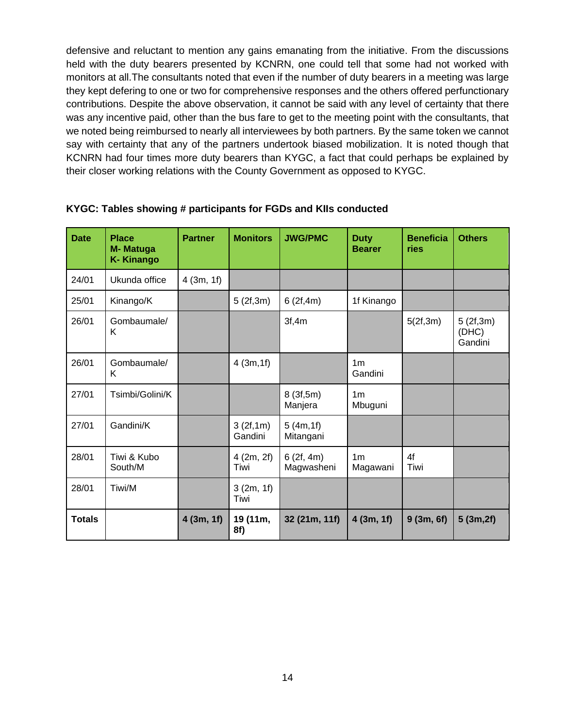defensive and reluctant to mention any gains emanating from the initiative. From the discussions held with the duty bearers presented by KCNRN, one could tell that some had not worked with monitors at all.The consultants noted that even if the number of duty bearers in a meeting was large they kept defering to one or two for comprehensive responses and the others offered perfunctionary contributions. Despite the above observation, it cannot be said with any level of certainty that there was any incentive paid, other than the bus fare to get to the meeting point with the consultants, that we noted being reimbursed to nearly all interviewees by both partners. By the same token we cannot say with certainty that any of the partners undertook biased mobilization. It is noted though that KCNRN had four times more duty bearers than KYGC, a fact that could perhaps be explained by their closer working relations with the County Government as opposed to KYGC.

**KYGC: Tables showing # participants for FGDs and KIIs conducted**

| Date | Place<br>M- Matuga<br>K- Kinango | Partner | Monitors | JWG/PMC | Duty Bearer | Beneficiaries | Others |
|---|---|---|---|---|---|---|---|
| 24/01 | Ukunda office | 4 (3m, 1f) | | | | | |
| 25/01 | Kinango/K | | 5 (2f,3m) | 6 (2f,4m) | 1f Kinango | | |
| 26/01 | Gombaumale/K | | | 3f,4m | | 5(2f,3m) | 5 (2f,3m) (DHC) Gandini |
| 26/01 | Gombaumale/K | | 4 (3m,1f) | | 1m Gandini | | |
| 27/01 | Tsimbi/Golini/K | | | 8 (3f,5m) Manjera | 1m Mbuguni | | |
| 27/01 | Gandini/K | | 3 (2f,1m) Gandini | 5 (4m,1f) Mitangani | | | |
| 28/01 | Tiwi & Kubo South/M | | 4 (2m, 2f) Tiwi | 6 (2f, 4m) Magwasheni | 1m Magawani | 4f Tiwi | |
| 28/01 | Tiwi/M | | 3 (2m, 1f) Tiwi | | | | |
| **Totals** | | **4 (3m, 1f)** | **19 (11m, 8f)** | **32 (21m, 11f)** | **4 (3m, 1f)** | **9 (3m, 6f)** | **5 (3m,2f)** |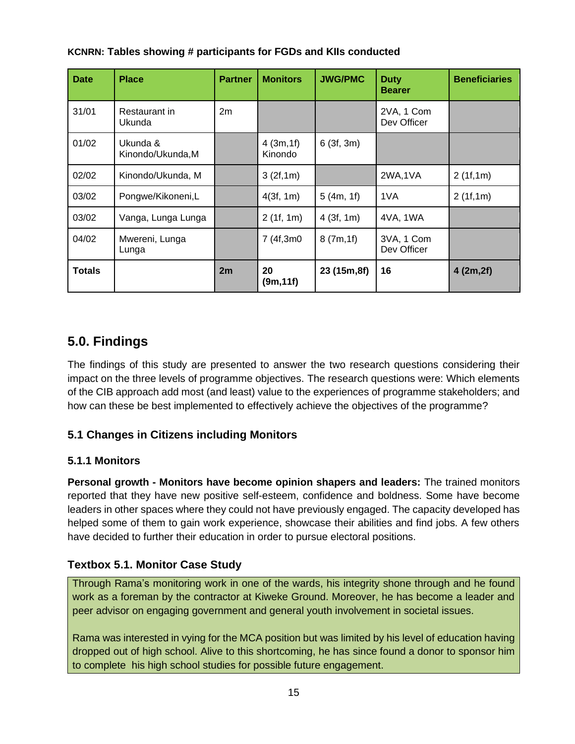**KCNRN: Tables showing # participants for FGDs and KIIs conducted**

| Date | Place | Partner | Monitors | JWG/PMC | Duty Bearer | Beneficiaries |
|---|---|---|---|---|---|---|
| 31/01 | Restaurant in Ukunda | 2m | | | 2VA, 1 Com Dev Officer | |
| 01/02 | Ukunda & Kinondo/Ukunda,M | | 4 (3m,1f) Kinondo | 6 (3f, 3m) | | |
| 02/02 | Kinondo/Ukunda, M | | 3 (2f,1m) | | 2WA,1VA | 2 (1f,1m) |
| 03/02 | Pongwe/Kikoneni,L | | 4(3f, 1m) | 5 (4m, 1f) | 1VA | 2 (1f,1m) |
| 03/02 | Vanga, Lunga Lunga | | 2 (1f, 1m) | 4 (3f, 1m) | 4VA, 1WA | |
| 04/02 | Mwereni, Lunga Lunga | | 7 (4f,3m0 | 8 (7m,1f) | 3VA, 1 Com Dev Officer | |
| **Totals** | | **2m** | **20 (9m,11f)** | **23 (15m,8f)** | **16** | **4 (2m,2f)** |

## 5.0. Findings

The findings of this study are presented to answer the two research questions considering their impact on the three levels of programme objectives. The research questions were: Which elements of the CIB approach add most (and least) value to the experiences of programme stakeholders; and how can these be best implemented to effectively achieve the objectives of the programme?

### 5.1 Changes in Citizens including Monitors

#### 5.1.1 Monitors

**Personal growth - Monitors have become opinion shapers and leaders:** The trained monitors reported that they have new positive self-esteem, confidence and boldness. Some have become leaders in other spaces where they could not have previously engaged. The capacity developed has helped some of them to gain work experience, showcase their abilities and find jobs. A few others have decided to further their education in order to pursue electoral positions.

### Textbox 5.1. Monitor Case Study

Through Rama's monitoring work in one of the wards, his integrity shone through and he found work as a foreman by the contractor at Kiweke Ground. Moreover, he has become a leader and peer advisor on engaging government and general youth involvement in societal issues.

Rama was interested in vying for the MCA position but was limited by his level of education having dropped out of high school. Alive to this shortcoming, he has since found a donor to sponsor him to complete his high school studies for possible future engagement.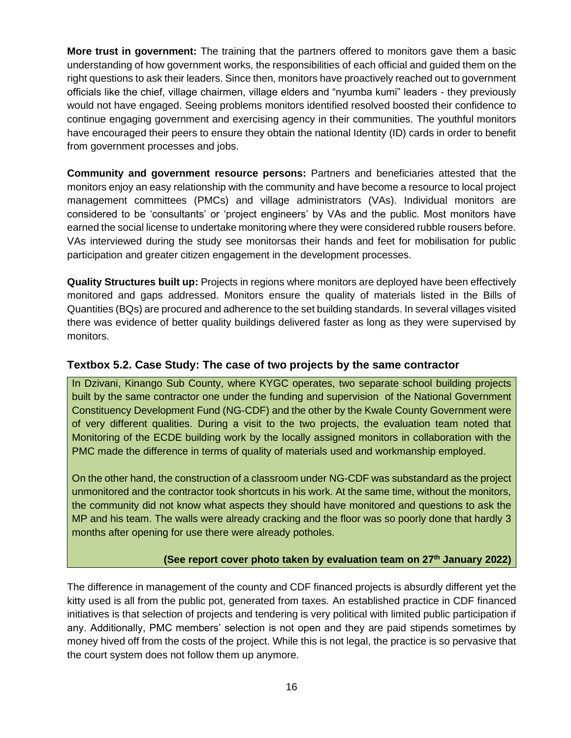**More trust in government:** The training that the partners offered to monitors gave them a basic understanding of how government works, the responsibilities of each official and guided them on the right questions to ask their leaders. Since then, monitors have proactively reached out to government officials like the chief, village chairmen, village elders and "nyumba kumi" leaders - they previously would not have engaged. Seeing problems monitors identified resolved boosted their confidence to continue engaging government and exercising agency in their communities. The youthful monitors have encouraged their peers to ensure they obtain the national Identity (ID) cards in order to benefit from government processes and jobs.

**Community and government resource persons:** Partners and beneficiaries attested that the monitors enjoy an easy relationship with the community and have become a resource to local project management committees (PMCs) and village administrators (VAs). Individual monitors are considered to be 'consultants' or 'project engineers' by VAs and the public. Most monitors have earned the social license to undertake monitoring where they were considered rubble rousers before. VAs interviewed during the study see monitorsas their hands and feet for mobilisation for public participation and greater citizen engagement in the development processes.

**Quality Structures built up:** Projects in regions where monitors are deployed have been effectively monitored and gaps addressed. Monitors ensure the quality of materials listed in the Bills of Quantities (BQs) are procured and adherence to the set building standards. In several villages visited there was evidence of better quality buildings delivered faster as long as they were supervised by monitors.

### Textbox 5.2. Case Study: The case of two projects by the same contractor

In Dzivani, Kinango Sub County, where KYGC operates, two separate school building projects built by the same contractor one under the funding and supervision of the National Government Constituency Development Fund (NG-CDF) and the other by the Kwale County Government were of very different qualities. During a visit to the two projects, the evaluation team noted that Monitoring of the ECDE building work by the locally assigned monitors in collaboration with the PMC made the difference in terms of quality of materials used and workmanship employed.

On the other hand, the construction of a classroom under NG-CDF was substandard as the project unmonitored and the contractor took shortcuts in his work. At the same time, without the monitors, the community did not know what aspects they should have monitored and questions to ask the MP and his team. The walls were already cracking and the floor was so poorly done that hardly 3 months after opening for use there were already potholes.

**(See report cover photo taken by evaluation team on 27th January 2022)**

The difference in management of the county and CDF financed projects is absurdly different yet the kitty used is all from the public pot, generated from taxes. An established practice in CDF financed initiatives is that selection of projects and tendering is very political with limited public participation if any. Additionally, PMC members' selection is not open and they are paid stipends sometimes by money hived off from the costs of the project. While this is not legal, the practice is so pervasive that the court system does not follow them up anymore.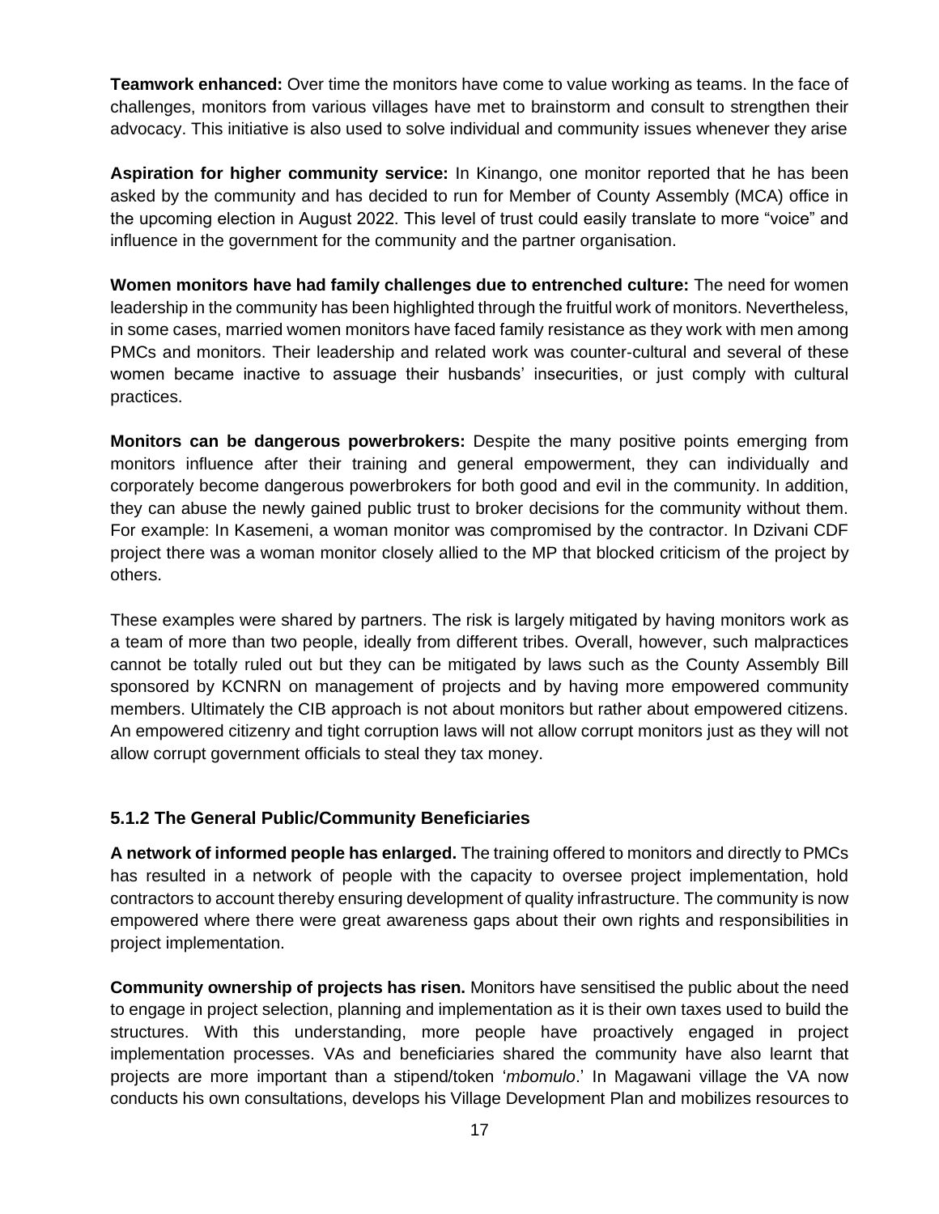**Teamwork enhanced:** Over time the monitors have come to value working as teams. In the face of challenges, monitors from various villages have met to brainstorm and consult to strengthen their advocacy. This initiative is also used to solve individual and community issues whenever they arise

**Aspiration for higher community service:** In Kinango, one monitor reported that he has been asked by the community and has decided to run for Member of County Assembly (MCA) office in the upcoming election in August 2022. This level of trust could easily translate to more "voice" and influence in the government for the community and the partner organisation.

**Women monitors have had family challenges due to entrenched culture:** The need for women leadership in the community has been highlighted through the fruitful work of monitors. Nevertheless, in some cases, married women monitors have faced family resistance as they work with men among PMCs and monitors. Their leadership and related work was counter-cultural and several of these women became inactive to assuage their husbands' insecurities, or just comply with cultural practices.

**Monitors can be dangerous powerbrokers:** Despite the many positive points emerging from monitors influence after their training and general empowerment, they can individually and corporately become dangerous powerbrokers for both good and evil in the community. In addition, they can abuse the newly gained public trust to broker decisions for the community without them. For example: In Kasemeni, a woman monitor was compromised by the contractor. In Dzivani CDF project there was a woman monitor closely allied to the MP that blocked criticism of the project by others.

These examples were shared by partners. The risk is largely mitigated by having monitors work as a team of more than two people, ideally from different tribes. Overall, however, such malpractices cannot be totally ruled out but they can be mitigated by laws such as the County Assembly Bill sponsored by KCNRN on management of projects and by having more empowered community members. Ultimately the CIB approach is not about monitors but rather about empowered citizens. An empowered citizenry and tight corruption laws will not allow corrupt monitors just as they will not allow corrupt government officials to steal they tax money.

### 5.1.2 The General Public/Community Beneficiaries

**A network of informed people has enlarged.** The training offered to monitors and directly to PMCs has resulted in a network of people with the capacity to oversee project implementation, hold contractors to account thereby ensuring development of quality infrastructure. The community is now empowered where there were great awareness gaps about their own rights and responsibilities in project implementation.

**Community ownership of projects has risen.** Monitors have sensitised the public about the need to engage in project selection, planning and implementation as it is their own taxes used to build the structures. With this understanding, more people have proactively engaged in project implementation processes. VAs and beneficiaries shared the community have also learnt that projects are more important than a stipend/token '*mbomulo*.' In Magawani village the VA now conducts his own consultations, develops his Village Development Plan and mobilizes resources to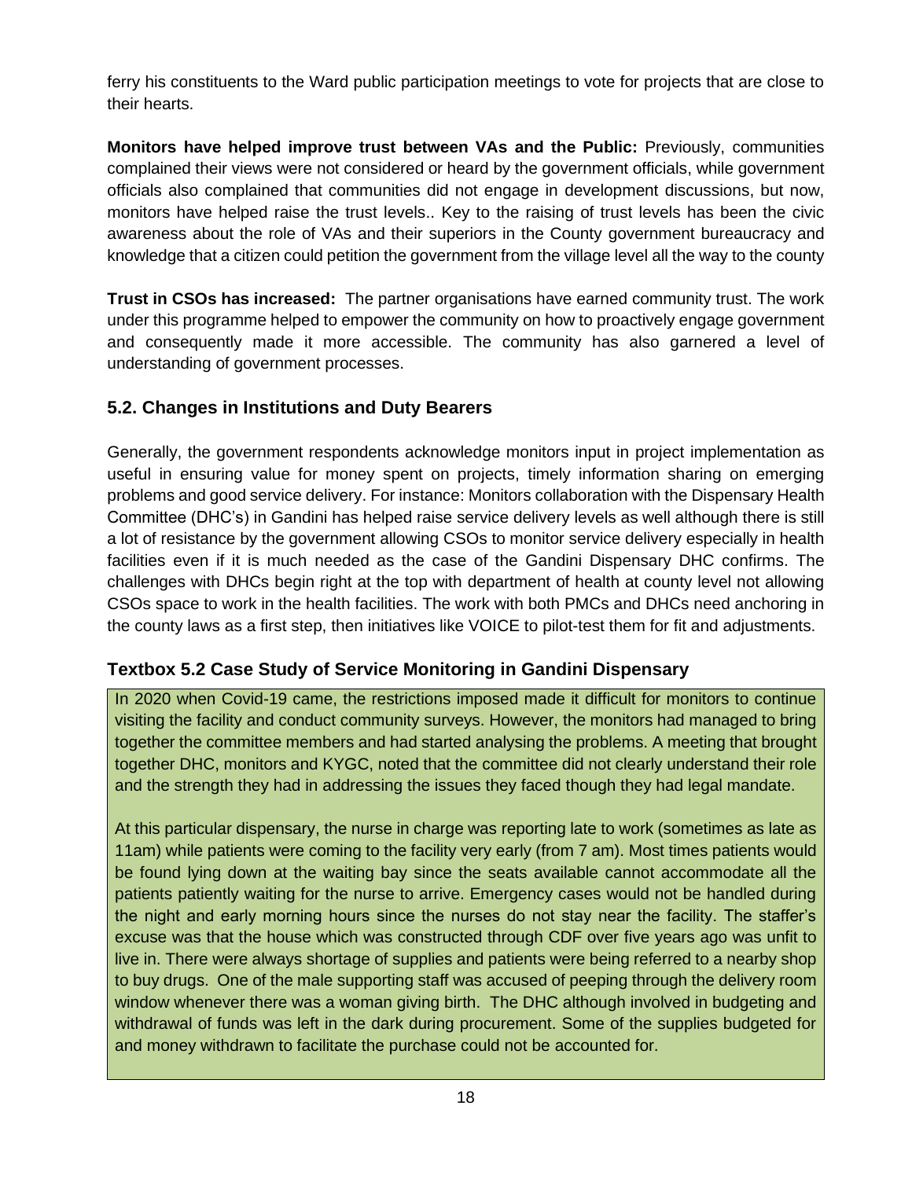ferry his constituents to the Ward public participation meetings to vote for projects that are close to their hearts.

**Monitors have helped improve trust between VAs and the Public:** Previously, communities complained their views were not considered or heard by the government officials, while government officials also complained that communities did not engage in development discussions, but now, monitors have helped raise the trust levels.. Key to the raising of trust levels has been the civic awareness about the role of VAs and their superiors in the County government bureaucracy and knowledge that a citizen could petition the government from the village level all the way to the county

**Trust in CSOs has increased:** The partner organisations have earned community trust. The work under this programme helped to empower the community on how to proactively engage government and consequently made it more accessible. The community has also garnered a level of understanding of government processes.

## 5.2. Changes in Institutions and Duty Bearers

Generally, the government respondents acknowledge monitors input in project implementation as useful in ensuring value for money spent on projects, timely information sharing on emerging problems and good service delivery. For instance: Monitors collaboration with the Dispensary Health Committee (DHC's) in Gandini has helped raise service delivery levels as well although there is still a lot of resistance by the government allowing CSOs to monitor service delivery especially in health facilities even if it is much needed as the case of the Gandini Dispensary DHC confirms. The challenges with DHCs begin right at the top with department of health at county level not allowing CSOs space to work in the health facilities. The work with both PMCs and DHCs need anchoring in the county laws as a first step, then initiatives like VOICE to pilot-test them for fit and adjustments.

### Textbox 5.2 Case Study of Service Monitoring in Gandini Dispensary

In 2020 when Covid-19 came, the restrictions imposed made it difficult for monitors to continue visiting the facility and conduct community surveys. However, the monitors had managed to bring together the committee members and had started analysing the problems. A meeting that brought together DHC, monitors and KYGC, noted that the committee did not clearly understand their role and the strength they had in addressing the issues they faced though they had legal mandate.

At this particular dispensary, the nurse in charge was reporting late to work (sometimes as late as 11am) while patients were coming to the facility very early (from 7 am). Most times patients would be found lying down at the waiting bay since the seats available cannot accommodate all the patients patiently waiting for the nurse to arrive. Emergency cases would not be handled during the night and early morning hours since the nurses do not stay near the facility. The staffer's excuse was that the house which was constructed through CDF over five years ago was unfit to live in. There were always shortage of supplies and patients were being referred to a nearby shop to buy drugs. One of the male supporting staff was accused of peeping through the delivery room window whenever there was a woman giving birth. The DHC although involved in budgeting and withdrawal of funds was left in the dark during procurement. Some of the supplies budgeted for and money withdrawn to facilitate the purchase could not be accounted for.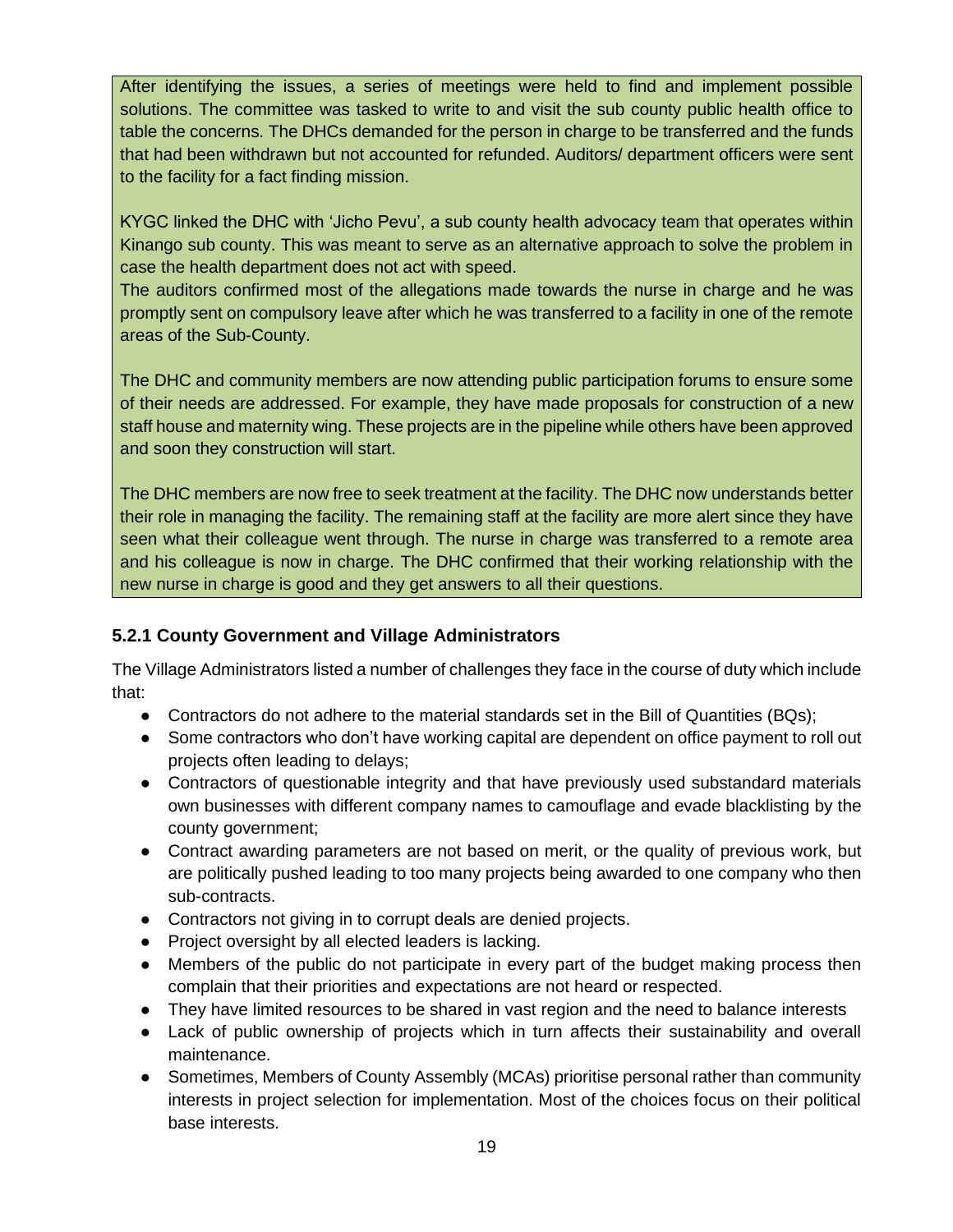After identifying the issues, a series of meetings were held to find and implement possible solutions. The committee was tasked to write to and visit the sub county public health office to table the concerns. The DHCs demanded for the person in charge to be transferred and the funds that had been withdrawn but not accounted for refunded. Auditors/ department officers were sent to the facility for a fact finding mission.

KYGC linked the DHC with 'Jicho Pevu', a sub county health advocacy team that operates within Kinango sub county. This was meant to serve as an alternative approach to solve the problem in case the health department does not act with speed.

The auditors confirmed most of the allegations made towards the nurse in charge and he was promptly sent on compulsory leave after which he was transferred to a facility in one of the remote areas of the Sub-County.

The DHC and community members are now attending public participation forums to ensure some of their needs are addressed. For example, they have made proposals for construction of a new staff house and maternity wing. These projects are in the pipeline while others have been approved and soon they construction will start.

The DHC members are now free to seek treatment at the facility. The DHC now understands better their role in managing the facility. The remaining staff at the facility are more alert since they have seen what their colleague went through. The nurse in charge was transferred to a remote area and his colleague is now in charge. The DHC confirmed that their working relationship with the new nurse in charge is good and they get answers to all their questions.

### 5.2.1 County Government and Village Administrators

The Village Administrators listed a number of challenges they face in the course of duty which include that:

- Contractors do not adhere to the material standards set in the Bill of Quantities (BQs);
- Some contractors who don't have working capital are dependent on office payment to roll out projects often leading to delays;
- Contractors of questionable integrity and that have previously used substandard materials own businesses with different company names to camouflage and evade blacklisting by the county government;
- Contract awarding parameters are not based on merit, or the quality of previous work, but are politically pushed leading to too many projects being awarded to one company who then sub-contracts.
- Contractors not giving in to corrupt deals are denied projects.
- Project oversight by all elected leaders is lacking.
- Members of the public do not participate in every part of the budget making process then complain that their priorities and expectations are not heard or respected.
- They have limited resources to be shared in vast region and the need to balance interests
- Lack of public ownership of projects which in turn affects their sustainability and overall maintenance.
- Sometimes, Members of County Assembly (MCAs) prioritise personal rather than community interests in project selection for implementation. Most of the choices focus on their political base interests.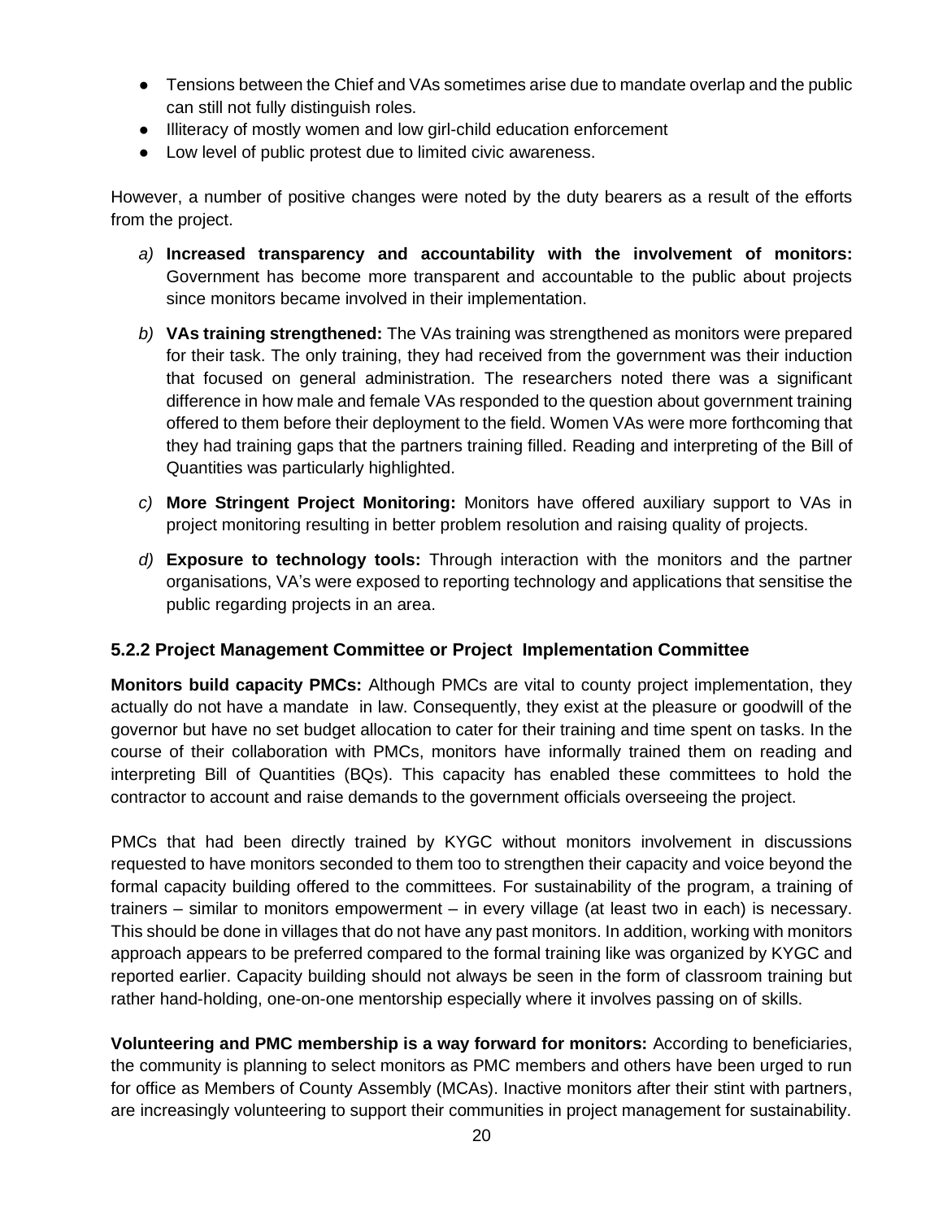- Tensions between the Chief and VAs sometimes arise due to mandate overlap and the public can still not fully distinguish roles.
- Illiteracy of mostly women and low girl-child education enforcement
- Low level of public protest due to limited civic awareness.

However, a number of positive changes were noted by the duty bearers as a result of the efforts from the project.

*a)* **Increased transparency and accountability with the involvement of monitors:** Government has become more transparent and accountable to the public about projects since monitors became involved in their implementation.

*b)* **VAs training strengthened:** The VAs training was strengthened as monitors were prepared for their task. The only training, they had received from the government was their induction that focused on general administration. The researchers noted there was a significant difference in how male and female VAs responded to the question about government training offered to them before their deployment to the field. Women VAs were more forthcoming that they had training gaps that the partners training filled. Reading and interpreting of the Bill of Quantities was particularly highlighted.

*c)* **More Stringent Project Monitoring:** Monitors have offered auxiliary support to VAs in project monitoring resulting in better problem resolution and raising quality of projects.

*d)* **Exposure to technology tools:** Through interaction with the monitors and the partner organisations, VA's were exposed to reporting technology and applications that sensitise the public regarding projects in an area.

### 5.2.2 Project Management Committee or Project Implementation Committee

**Monitors build capacity PMCs:** Although PMCs are vital to county project implementation, they actually do not have a mandate in law. Consequently, they exist at the pleasure or goodwill of the governor but have no set budget allocation to cater for their training and time spent on tasks. In the course of their collaboration with PMCs, monitors have informally trained them on reading and interpreting Bill of Quantities (BQs). This capacity has enabled these committees to hold the contractor to account and raise demands to the government officials overseeing the project.

PMCs that had been directly trained by KYGC without monitors involvement in discussions requested to have monitors seconded to them too to strengthen their capacity and voice beyond the formal capacity building offered to the committees. For sustainability of the program, a training of trainers – similar to monitors empowerment – in every village (at least two in each) is necessary. This should be done in villages that do not have any past monitors. In addition, working with monitors approach appears to be preferred compared to the formal training like was organized by KYGC and reported earlier. Capacity building should not always be seen in the form of classroom training but rather hand-holding, one-on-one mentorship especially where it involves passing on of skills.

**Volunteering and PMC membership is a way forward for monitors:** According to beneficiaries, the community is planning to select monitors as PMC members and others have been urged to run for office as Members of County Assembly (MCAs). Inactive monitors after their stint with partners, are increasingly volunteering to support their communities in project management for sustainability.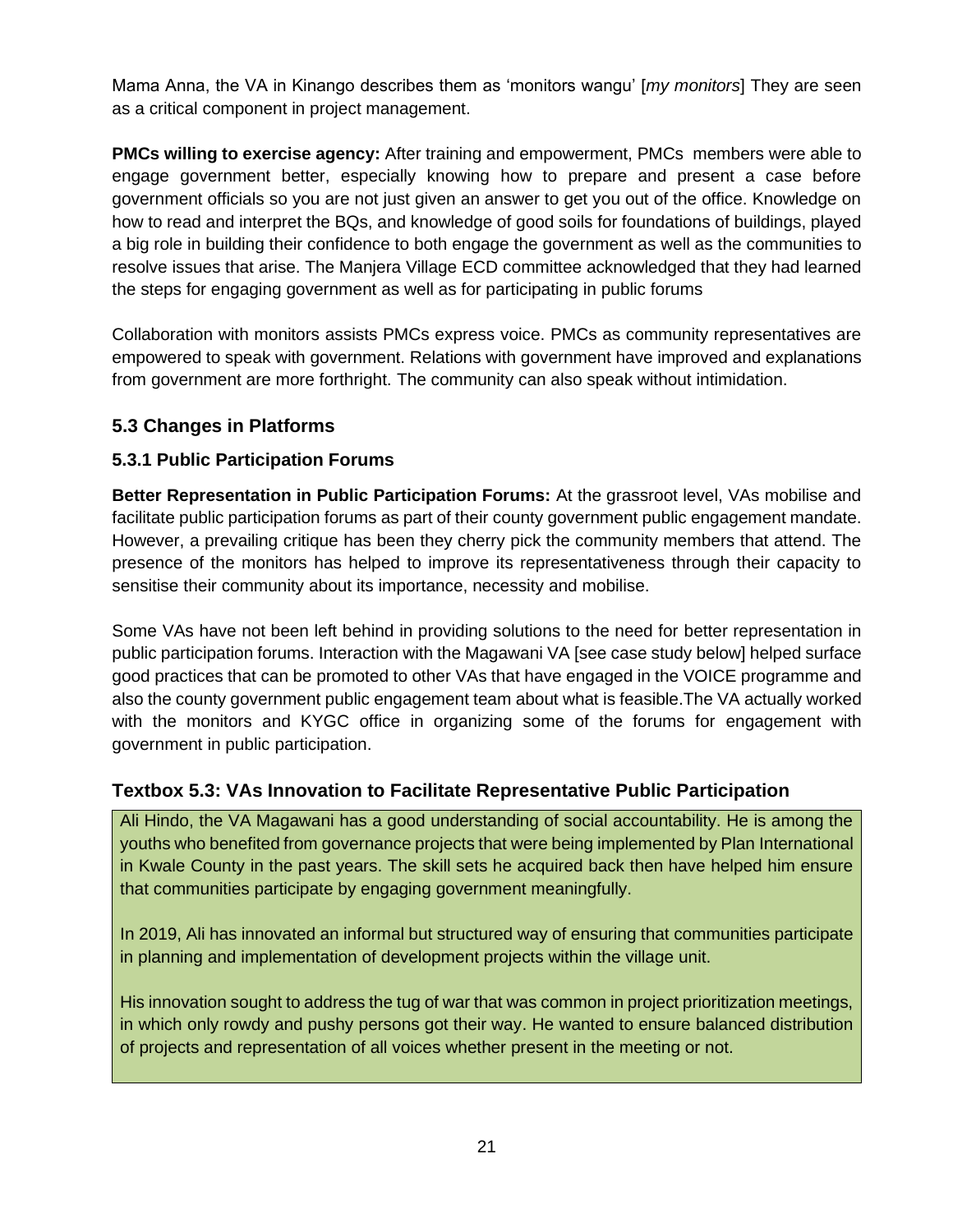Mama Anna, the VA in Kinango describes them as 'monitors wangu' [*my monitors*] They are seen as a critical component in project management.

**PMCs willing to exercise agency:** After training and empowerment, PMCs members were able to engage government better, especially knowing how to prepare and present a case before government officials so you are not just given an answer to get you out of the office. Knowledge on how to read and interpret the BQs, and knowledge of good soils for foundations of buildings, played a big role in building their confidence to both engage the government as well as the communities to resolve issues that arise. The Manjera Village ECD committee acknowledged that they had learned the steps for engaging government as well as for participating in public forums

Collaboration with monitors assists PMCs express voice. PMCs as community representatives are empowered to speak with government. Relations with government have improved and explanations from government are more forthright. The community can also speak without intimidation.

### 5.3 Changes in Platforms

#### 5.3.1 Public Participation Forums

**Better Representation in Public Participation Forums:** At the grassroot level, VAs mobilise and facilitate public participation forums as part of their county government public engagement mandate. However, a prevailing critique has been they cherry pick the community members that attend. The presence of the monitors has helped to improve its representativeness through their capacity to sensitise their community about its importance, necessity and mobilise.

Some VAs have not been left behind in providing solutions to the need for better representation in public participation forums. Interaction with the Magawani VA [see case study below] helped surface good practices that can be promoted to other VAs that have engaged in the VOICE programme and also the county government public engagement team about what is feasible.The VA actually worked with the monitors and KYGC office in organizing some of the forums for engagement with government in public participation.

### Textbox 5.3: VAs Innovation to Facilitate Representative Public Participation

Ali Hindo, the VA Magawani has a good understanding of social accountability. He is among the youths who benefited from governance projects that were being implemented by Plan International in Kwale County in the past years. The skill sets he acquired back then have helped him ensure that communities participate by engaging government meaningfully.

In 2019, Ali has innovated an informal but structured way of ensuring that communities participate in planning and implementation of development projects within the village unit.

His innovation sought to address the tug of war that was common in project prioritization meetings, in which only rowdy and pushy persons got their way. He wanted to ensure balanced distribution of projects and representation of all voices whether present in the meeting or not.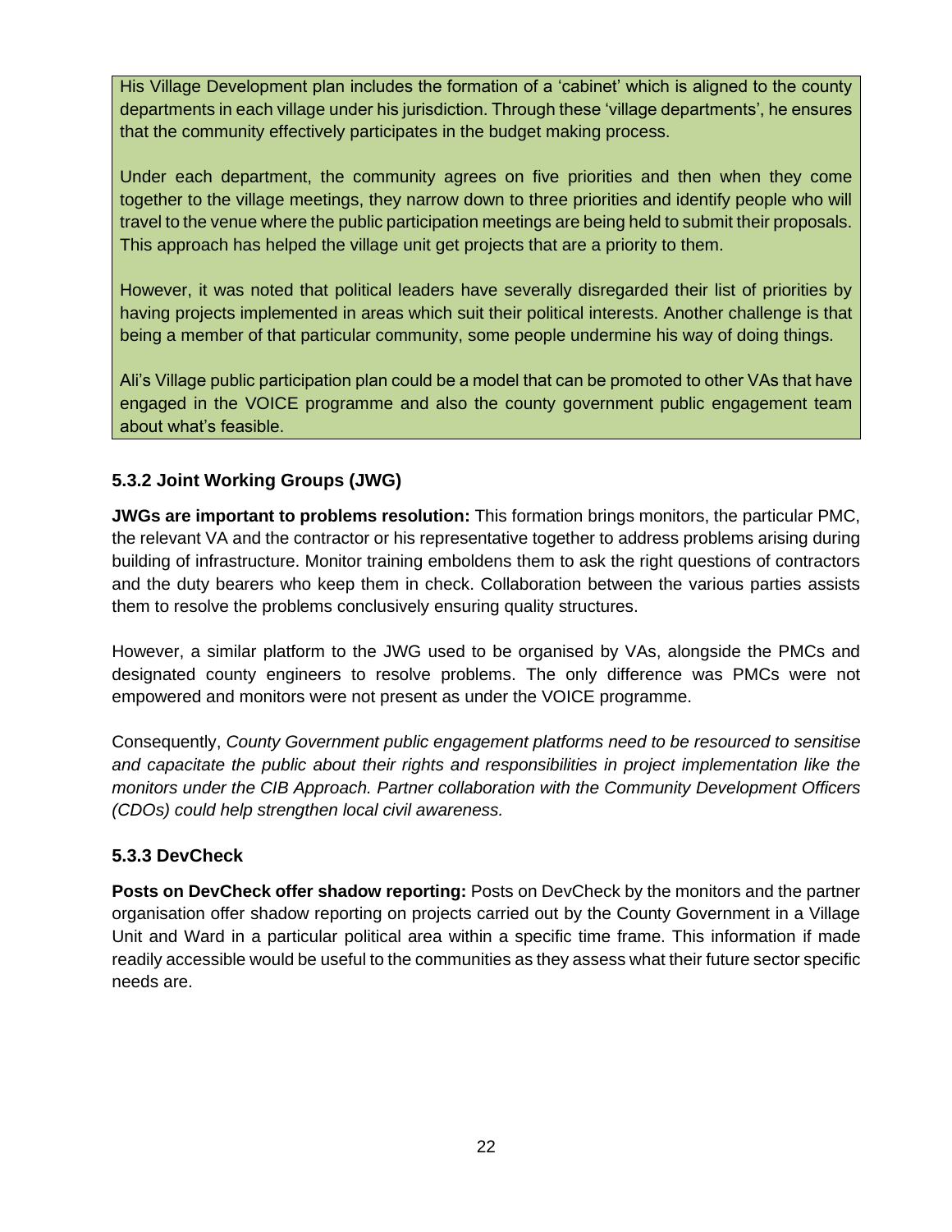His Village Development plan includes the formation of a 'cabinet' which is aligned to the county departments in each village under his jurisdiction. Through these 'village departments', he ensures that the community effectively participates in the budget making process.

Under each department, the community agrees on five priorities and then when they come together to the village meetings, they narrow down to three priorities and identify people who will travel to the venue where the public participation meetings are being held to submit their proposals. This approach has helped the village unit get projects that are a priority to them.

However, it was noted that political leaders have severally disregarded their list of priorities by having projects implemented in areas which suit their political interests. Another challenge is that being a member of that particular community, some people undermine his way of doing things.

Ali's Village public participation plan could be a model that can be promoted to other VAs that have engaged in the VOICE programme and also the county government public engagement team about what's feasible.

### 5.3.2 Joint Working Groups (JWG)

**JWGs are important to problems resolution:** This formation brings monitors, the particular PMC, the relevant VA and the contractor or his representative together to address problems arising during building of infrastructure. Monitor training emboldens them to ask the right questions of contractors and the duty bearers who keep them in check. Collaboration between the various parties assists them to resolve the problems conclusively ensuring quality structures.

However, a similar platform to the JWG used to be organised by VAs, alongside the PMCs and designated county engineers to resolve problems. The only difference was PMCs were not empowered and monitors were not present as under the VOICE programme.

Consequently, *County Government public engagement platforms need to be resourced to sensitise and capacitate the public about their rights and responsibilities in project implementation like the monitors under the CIB Approach. Partner collaboration with the Community Development Officers (CDOs) could help strengthen local civil awareness.*

### 5.3.3 DevCheck

**Posts on DevCheck offer shadow reporting:** Posts on DevCheck by the monitors and the partner organisation offer shadow reporting on projects carried out by the County Government in a Village Unit and Ward in a particular political area within a specific time frame. This information if made readily accessible would be useful to the communities as they assess what their future sector specific needs are.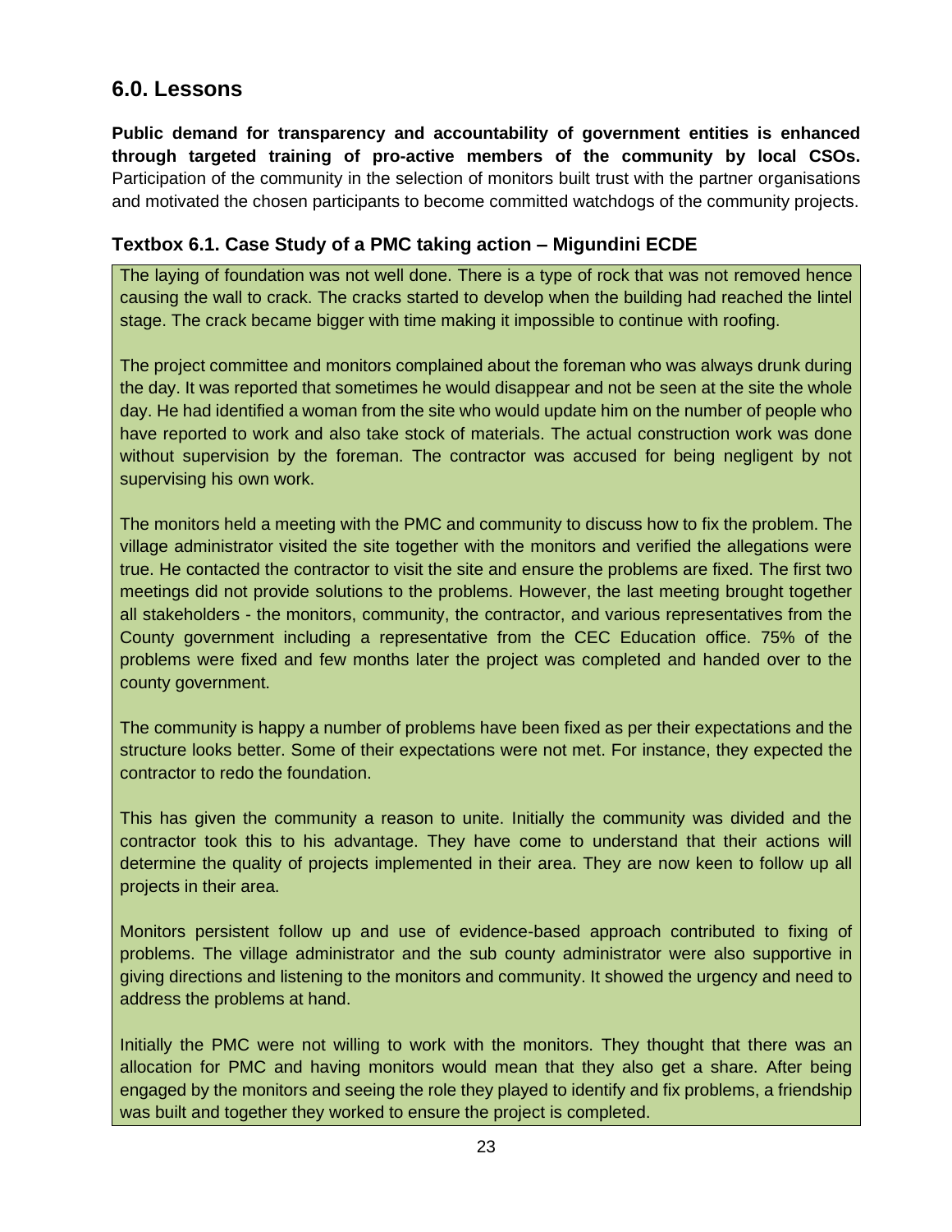## 6.0. Lessons

**Public demand for transparency and accountability of government entities is enhanced through targeted training of pro-active members of the community by local CSOs.** Participation of the community in the selection of monitors built trust with the partner organisations and motivated the chosen participants to become committed watchdogs of the community projects.

### Textbox 6.1. Case Study of a PMC taking action – Migundini ECDE

The laying of foundation was not well done. There is a type of rock that was not removed hence causing the wall to crack. The cracks started to develop when the building had reached the lintel stage. The crack became bigger with time making it impossible to continue with roofing.

The project committee and monitors complained about the foreman who was always drunk during the day. It was reported that sometimes he would disappear and not be seen at the site the whole day. He had identified a woman from the site who would update him on the number of people who have reported to work and also take stock of materials. The actual construction work was done without supervision by the foreman. The contractor was accused for being negligent by not supervising his own work.

The monitors held a meeting with the PMC and community to discuss how to fix the problem. The village administrator visited the site together with the monitors and verified the allegations were true. He contacted the contractor to visit the site and ensure the problems are fixed. The first two meetings did not provide solutions to the problems. However, the last meeting brought together all stakeholders - the monitors, community, the contractor, and various representatives from the County government including a representative from the CEC Education office. 75% of the problems were fixed and few months later the project was completed and handed over to the county government.

The community is happy a number of problems have been fixed as per their expectations and the structure looks better. Some of their expectations were not met. For instance, they expected the contractor to redo the foundation.

This has given the community a reason to unite. Initially the community was divided and the contractor took this to his advantage. They have come to understand that their actions will determine the quality of projects implemented in their area. They are now keen to follow up all projects in their area.

Monitors persistent follow up and use of evidence-based approach contributed to fixing of problems. The village administrator and the sub county administrator were also supportive in giving directions and listening to the monitors and community. It showed the urgency and need to address the problems at hand.

Initially the PMC were not willing to work with the monitors. They thought that there was an allocation for PMC and having monitors would mean that they also get a share. After being engaged by the monitors and seeing the role they played to identify and fix problems, a friendship was built and together they worked to ensure the project is completed.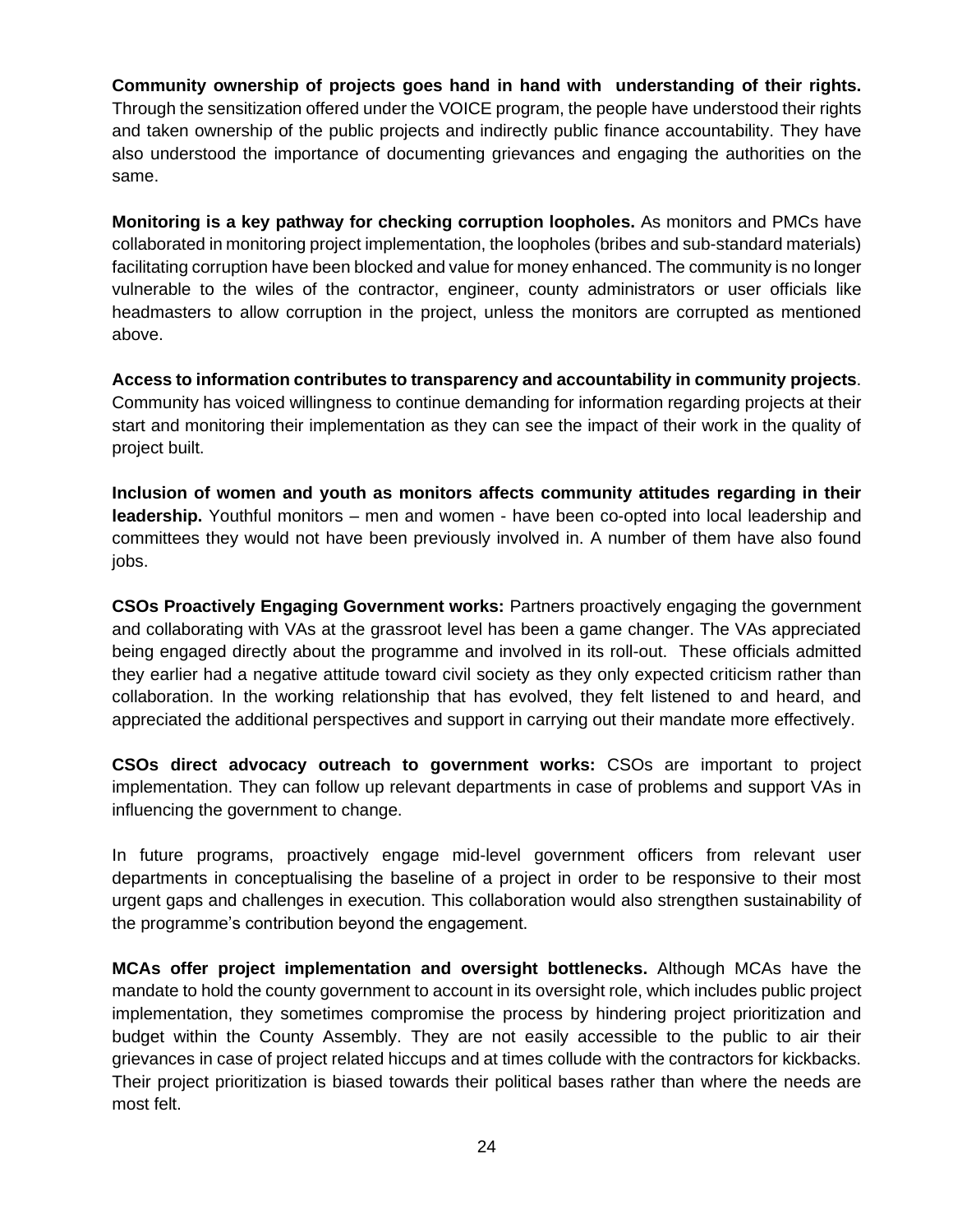**Community ownership of projects goes hand in hand with understanding of their rights.** Through the sensitization offered under the VOICE program, the people have understood their rights and taken ownership of the public projects and indirectly public finance accountability. They have also understood the importance of documenting grievances and engaging the authorities on the same.

**Monitoring is a key pathway for checking corruption loopholes.** As monitors and PMCs have collaborated in monitoring project implementation, the loopholes (bribes and sub-standard materials) facilitating corruption have been blocked and value for money enhanced. The community is no longer vulnerable to the wiles of the contractor, engineer, county administrators or user officials like headmasters to allow corruption in the project, unless the monitors are corrupted as mentioned above.

**Access to information contributes to transparency and accountability in community projects**. Community has voiced willingness to continue demanding for information regarding projects at their start and monitoring their implementation as they can see the impact of their work in the quality of project built.

**Inclusion of women and youth as monitors affects community attitudes regarding in their leadership.** Youthful monitors – men and women - have been co-opted into local leadership and committees they would not have been previously involved in. A number of them have also found jobs.

**CSOs Proactively Engaging Government works:** Partners proactively engaging the government and collaborating with VAs at the grassroot level has been a game changer. The VAs appreciated being engaged directly about the programme and involved in its roll-out. These officials admitted they earlier had a negative attitude toward civil society as they only expected criticism rather than collaboration. In the working relationship that has evolved, they felt listened to and heard, and appreciated the additional perspectives and support in carrying out their mandate more effectively.

**CSOs direct advocacy outreach to government works:** CSOs are important to project implementation. They can follow up relevant departments in case of problems and support VAs in influencing the government to change.

In future programs, proactively engage mid-level government officers from relevant user departments in conceptualising the baseline of a project in order to be responsive to their most urgent gaps and challenges in execution. This collaboration would also strengthen sustainability of the programme's contribution beyond the engagement.

**MCAs offer project implementation and oversight bottlenecks.** Although MCAs have the mandate to hold the county government to account in its oversight role, which includes public project implementation, they sometimes compromise the process by hindering project prioritization and budget within the County Assembly. They are not easily accessible to the public to air their grievances in case of project related hiccups and at times collude with the contractors for kickbacks. Their project prioritization is biased towards their political bases rather than where the needs are most felt.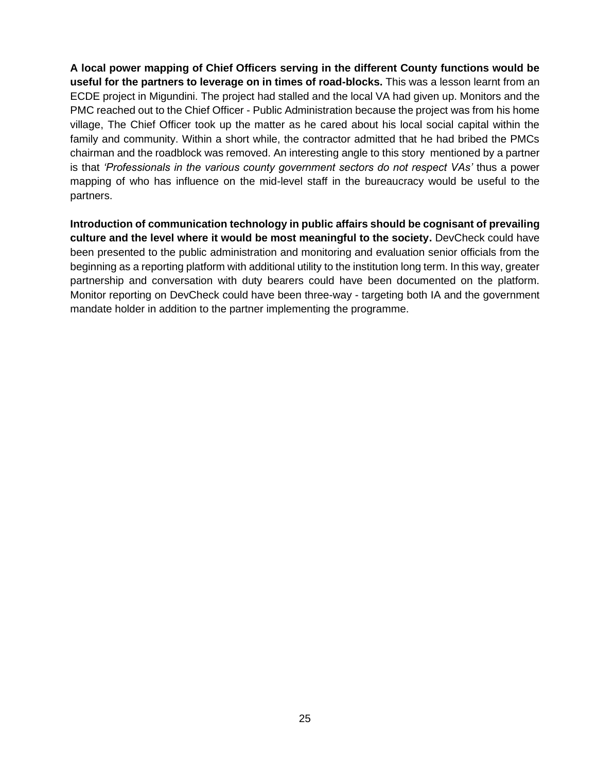**A local power mapping of Chief Officers serving in the different County functions would be useful for the partners to leverage on in times of road-blocks.** This was a lesson learnt from an ECDE project in Migundini. The project had stalled and the local VA had given up. Monitors and the PMC reached out to the Chief Officer - Public Administration because the project was from his home village, The Chief Officer took up the matter as he cared about his local social capital within the family and community. Within a short while, the contractor admitted that he had bribed the PMCs chairman and the roadblock was removed. An interesting angle to this story mentioned by a partner is that *'Professionals in the various county government sectors do not respect VAs'* thus a power mapping of who has influence on the mid-level staff in the bureaucracy would be useful to the partners.

**Introduction of communication technology in public affairs should be cognisant of prevailing culture and the level where it would be most meaningful to the society.** DevCheck could have been presented to the public administration and monitoring and evaluation senior officials from the beginning as a reporting platform with additional utility to the institution long term. In this way, greater partnership and conversation with duty bearers could have been documented on the platform. Monitor reporting on DevCheck could have been three-way - targeting both IA and the government mandate holder in addition to the partner implementing the programme.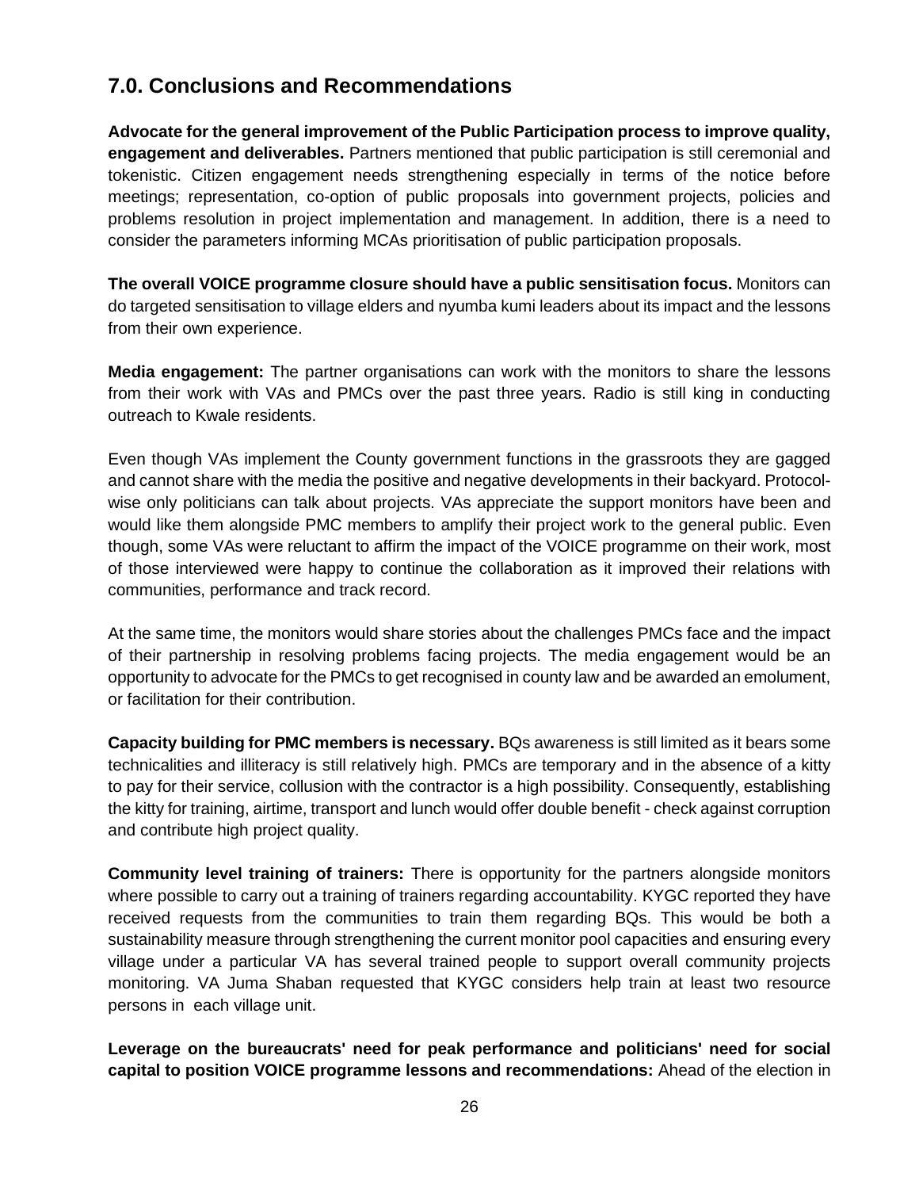## 7.0. Conclusions and Recommendations

**Advocate for the general improvement of the Public Participation process to improve quality, engagement and deliverables.** Partners mentioned that public participation is still ceremonial and tokenistic. Citizen engagement needs strengthening especially in terms of the notice before meetings; representation, co-option of public proposals into government projects, policies and problems resolution in project implementation and management. In addition, there is a need to consider the parameters informing MCAs prioritisation of public participation proposals.

**The overall VOICE programme closure should have a public sensitisation focus.** Monitors can do targeted sensitisation to village elders and nyumba kumi leaders about its impact and the lessons from their own experience.

**Media engagement:** The partner organisations can work with the monitors to share the lessons from their work with VAs and PMCs over the past three years. Radio is still king in conducting outreach to Kwale residents.

Even though VAs implement the County government functions in the grassroots they are gagged and cannot share with the media the positive and negative developments in their backyard. Protocol-wise only politicians can talk about projects. VAs appreciate the support monitors have been and would like them alongside PMC members to amplify their project work to the general public. Even though, some VAs were reluctant to affirm the impact of the VOICE programme on their work, most of those interviewed were happy to continue the collaboration as it improved their relations with communities, performance and track record.

At the same time, the monitors would share stories about the challenges PMCs face and the impact of their partnership in resolving problems facing projects. The media engagement would be an opportunity to advocate for the PMCs to get recognised in county law and be awarded an emolument, or facilitation for their contribution.

**Capacity building for PMC members is necessary.** BQs awareness is still limited as it bears some technicalities and illiteracy is still relatively high. PMCs are temporary and in the absence of a kitty to pay for their service, collusion with the contractor is a high possibility. Consequently, establishing the kitty for training, airtime, transport and lunch would offer double benefit - check against corruption and contribute high project quality.

**Community level training of trainers:** There is opportunity for the partners alongside monitors where possible to carry out a training of trainers regarding accountability. KYGC reported they have received requests from the communities to train them regarding BQs. This would be both a sustainability measure through strengthening the current monitor pool capacities and ensuring every village under a particular VA has several trained people to support overall community projects monitoring. VA Juma Shaban requested that KYGC considers help train at least two resource persons in each village unit.

**Leverage on the bureaucrats' need for peak performance and politicians' need for social capital to position VOICE programme lessons and recommendations:** Ahead of the election in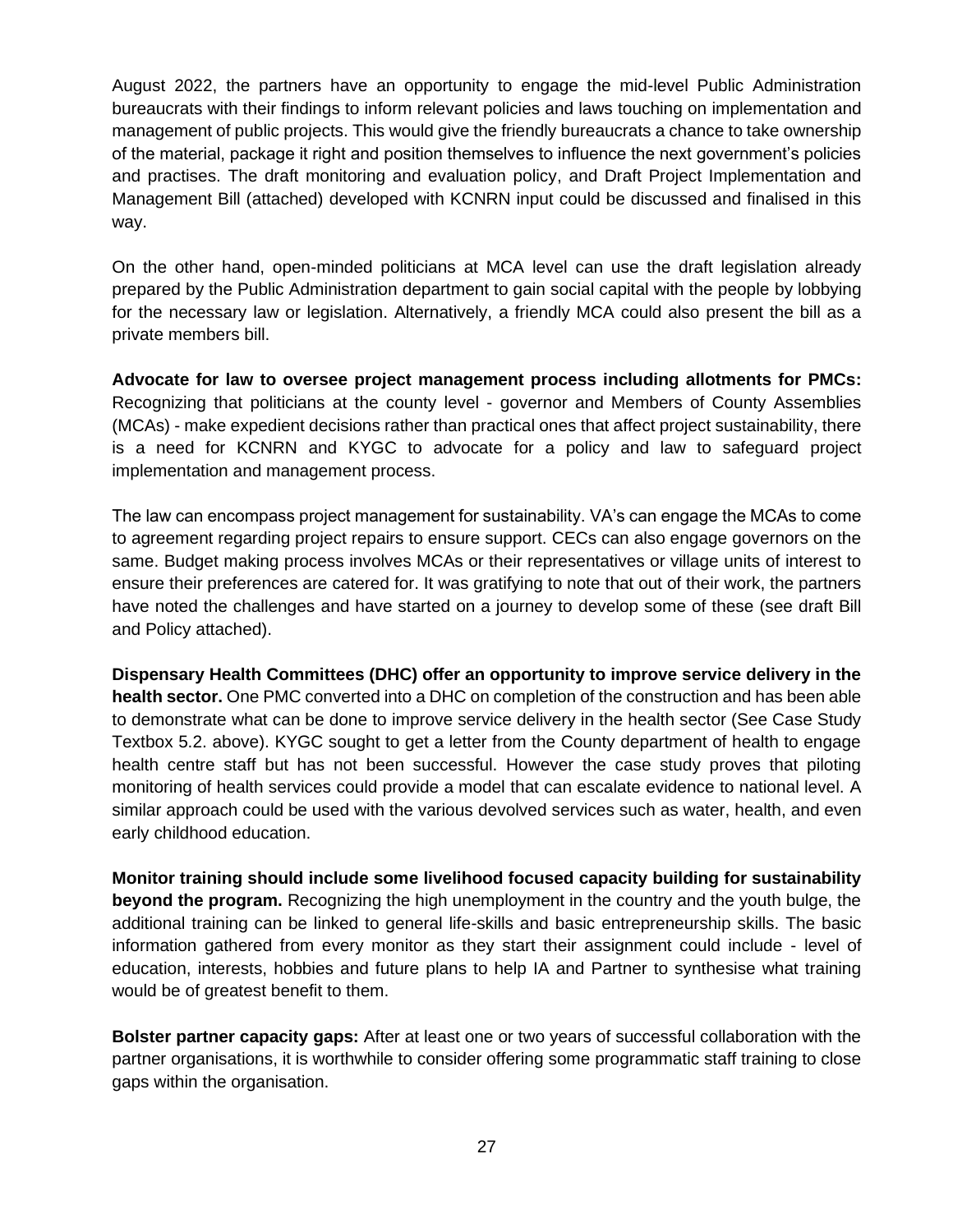August 2022, the partners have an opportunity to engage the mid-level Public Administration bureaucrats with their findings to inform relevant policies and laws touching on implementation and management of public projects. This would give the friendly bureaucrats a chance to take ownership of the material, package it right and position themselves to influence the next government's policies and practises. The draft monitoring and evaluation policy, and Draft Project Implementation and Management Bill (attached) developed with KCNRN input could be discussed and finalised in this way.

On the other hand, open-minded politicians at MCA level can use the draft legislation already prepared by the Public Administration department to gain social capital with the people by lobbying for the necessary law or legislation. Alternatively, a friendly MCA could also present the bill as a private members bill.

**Advocate for law to oversee project management process including allotments for PMCs:** Recognizing that politicians at the county level - governor and Members of County Assemblies (MCAs) - make expedient decisions rather than practical ones that affect project sustainability, there is a need for KCNRN and KYGC to advocate for a policy and law to safeguard project implementation and management process.

The law can encompass project management for sustainability. VA's can engage the MCAs to come to agreement regarding project repairs to ensure support. CECs can also engage governors on the same. Budget making process involves MCAs or their representatives or village units of interest to ensure their preferences are catered for. It was gratifying to note that out of their work, the partners have noted the challenges and have started on a journey to develop some of these (see draft Bill and Policy attached).

**Dispensary Health Committees (DHC) offer an opportunity to improve service delivery in the health sector.** One PMC converted into a DHC on completion of the construction and has been able to demonstrate what can be done to improve service delivery in the health sector (See Case Study Textbox 5.2. above). KYGC sought to get a letter from the County department of health to engage health centre staff but has not been successful. However the case study proves that piloting monitoring of health services could provide a model that can escalate evidence to national level. A similar approach could be used with the various devolved services such as water, health, and even early childhood education.

**Monitor training should include some livelihood focused capacity building for sustainability beyond the program.** Recognizing the high unemployment in the country and the youth bulge, the additional training can be linked to general life-skills and basic entrepreneurship skills. The basic information gathered from every monitor as they start their assignment could include - level of education, interests, hobbies and future plans to help IA and Partner to synthesise what training would be of greatest benefit to them.

**Bolster partner capacity gaps:** After at least one or two years of successful collaboration with the partner organisations, it is worthwhile to consider offering some programmatic staff training to close gaps within the organisation.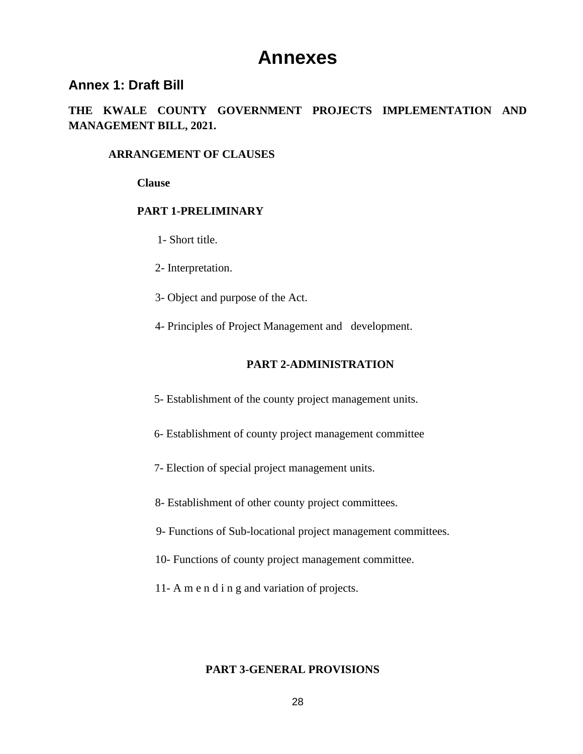# Annexes

## Annex 1: Draft Bill

**THE KWALE COUNTY GOVERNMENT PROJECTS IMPLEMENTATION AND MANAGEMENT BILL, 2021.**

**ARRANGEMENT OF CLAUSES**

**Clause**

**PART 1-PRELIMINARY**

1- Short title.

2- Interpretation.

3- Object and purpose of the Act.

4- Principles of Project Management and development.

**PART 2-ADMINISTRATION**

5- Establishment of the county project management units.

6- Establishment of county project management committee

7- Election of special project management units.

8- Establishment of other county project committees.

9- Functions of Sub-locational project management committees.

10- Functions of county project management committee.

11- A m e n d i n g and variation of projects.

**PART 3-GENERAL PROVISIONS**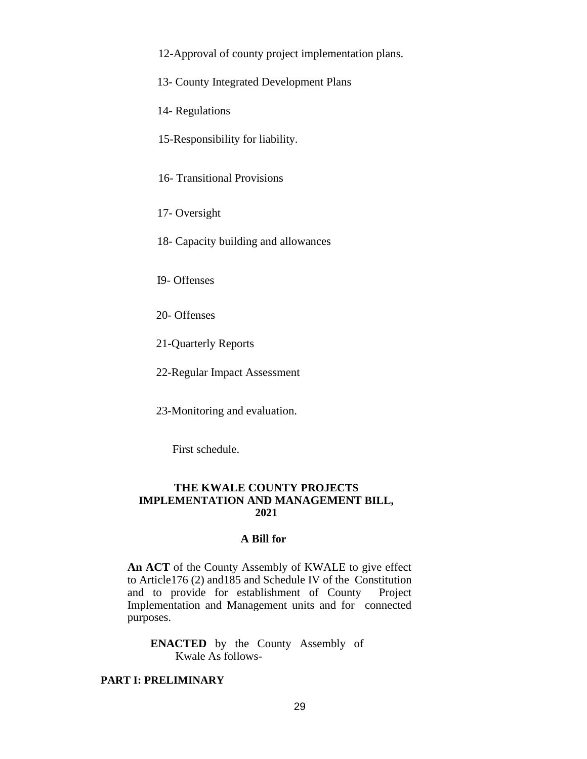12-Approval of county project implementation plans.

13- County Integrated Development Plans

14- Regulations

15-Responsibility for liability.

16- Transitional Provisions

17- Oversight

18- Capacity building and allowances

I9- Offenses

20- Offenses

21-Quarterly Reports

22-Regular Impact Assessment

23-Monitoring and evaluation.

First schedule.

**THE KWALE COUNTY PROJECTS IMPLEMENTATION AND MANAGEMENT BILL, 2021**

**A Bill for**

**An ACT** of the County Assembly of KWALE to give effect to Article176 (2) and185 and Schedule IV of the Constitution and to provide for establishment of County Project Implementation and Management units and for connected purposes.

**ENACTED** by the County Assembly of Kwale As follows-

**PART I: PRELIMINARY**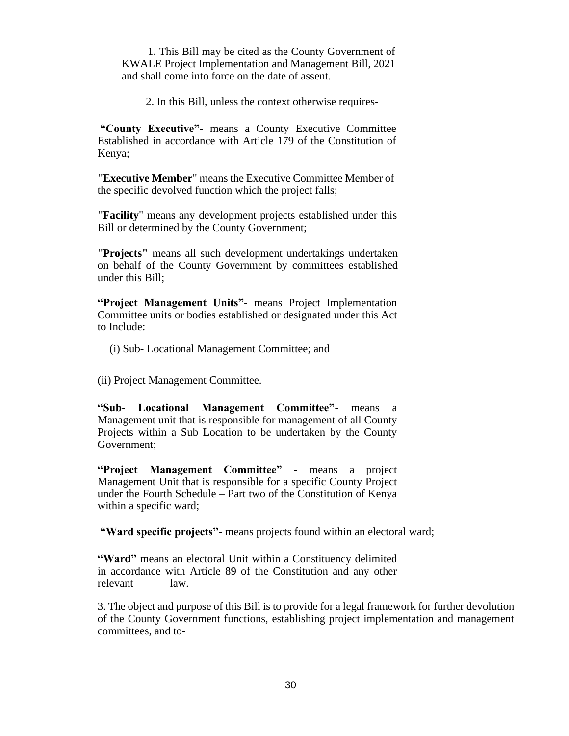1. This Bill may be cited as the County Government of KWALE Project Implementation and Management Bill, 2021 and shall come into force on the date of assent.

2. In this Bill, unless the context otherwise requires-

**"County Executive"-** means a County Executive Committee Established in accordance with Article 179 of the Constitution of Kenya;

"**Executive Member**" means the Executive Committee Member of the specific devolved function which the project falls;

"**Facility**" means any development projects established under this Bill or determined by the County Government;

"**Projects"** means all such development undertakings undertaken on behalf of the County Government by committees established under this Bill;

**"Project Management Units"-** means Project Implementation Committee units or bodies established or designated under this Act to Include:

(i) Sub- Locational Management Committee; and

(ii) Project Management Committee.

**"Sub- Locational Management Committee"**- means a Management unit that is responsible for management of all County Projects within a Sub Location to be undertaken by the County Government;

**"Project Management Committee" -** means a project Management Unit that is responsible for a specific County Project under the Fourth Schedule – Part two of the Constitution of Kenya within a specific ward;

**"Ward specific projects"-** means projects found within an electoral ward;

**"Ward"** means an electoral Unit within a Constituency delimited in accordance with Article 89 of the Constitution and any other relevant law.

3. The object and purpose of this Bill is to provide for a legal framework for further devolution of the County Government functions, establishing project implementation and management committees, and to-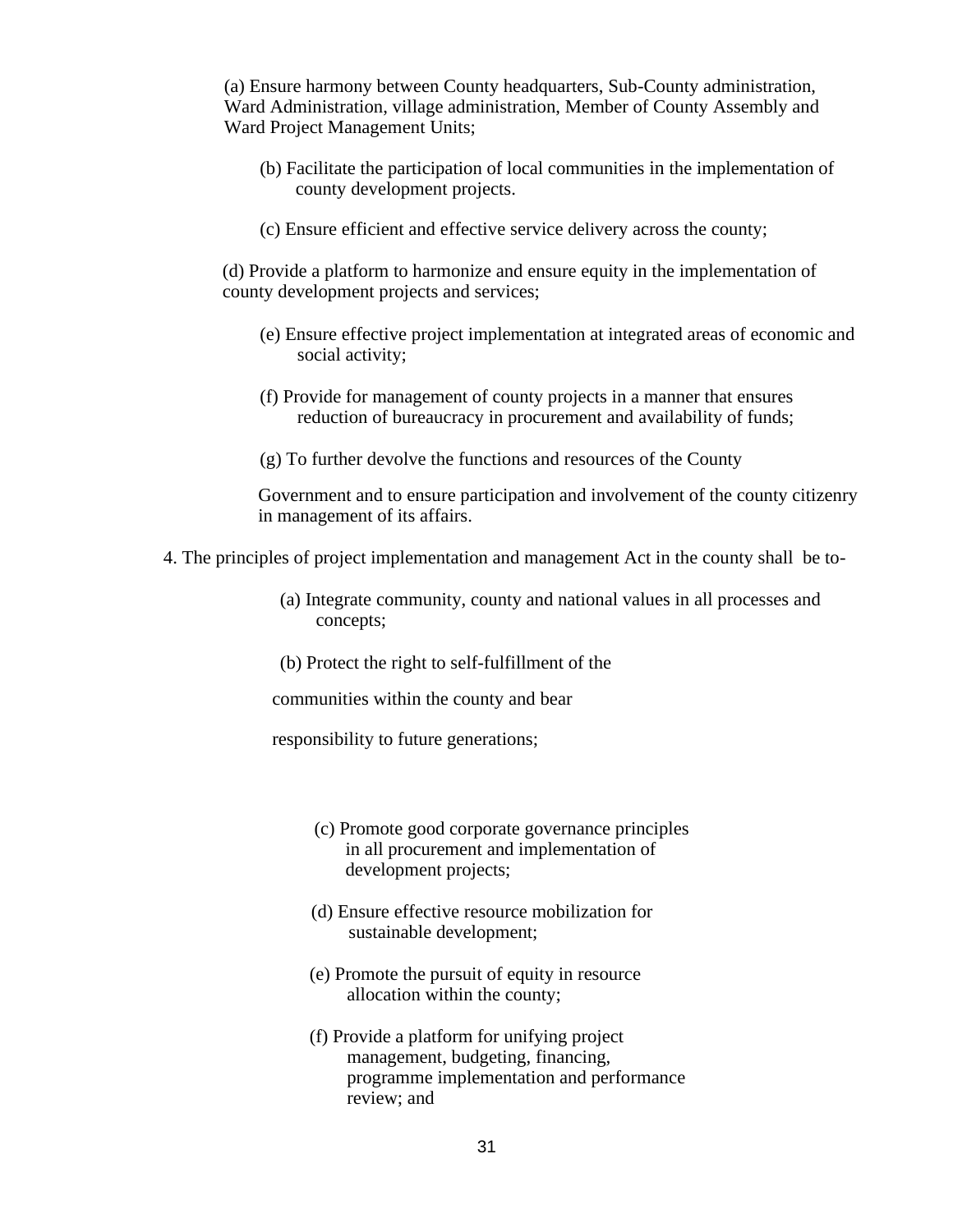(a) Ensure harmony between County headquarters, Sub-County administration, Ward Administration, village administration, Member of County Assembly and Ward Project Management Units;

(b) Facilitate the participation of local communities in the implementation of county development projects.

(c) Ensure efficient and effective service delivery across the county;

(d) Provide a platform to harmonize and ensure equity in the implementation of county development projects and services;

(e) Ensure effective project implementation at integrated areas of economic and social activity;

(f) Provide for management of county projects in a manner that ensures reduction of bureaucracy in procurement and availability of funds;

(g) To further devolve the functions and resources of the County Government and to ensure participation and involvement of the county citizenry in management of its affairs.

4. The principles of project implementation and management Act in the county shall be to-

(a) Integrate community, county and national values in all processes and concepts;

(b) Protect the right to self-fulfillment of the communities within the county and bear responsibility to future generations;

(c) Promote good corporate governance principles in all procurement and implementation of development projects;

(d) Ensure effective resource mobilization for sustainable development;

(e) Promote the pursuit of equity in resource allocation within the county;

(f) Provide a platform for unifying project management, budgeting, financing, programme implementation and performance review; and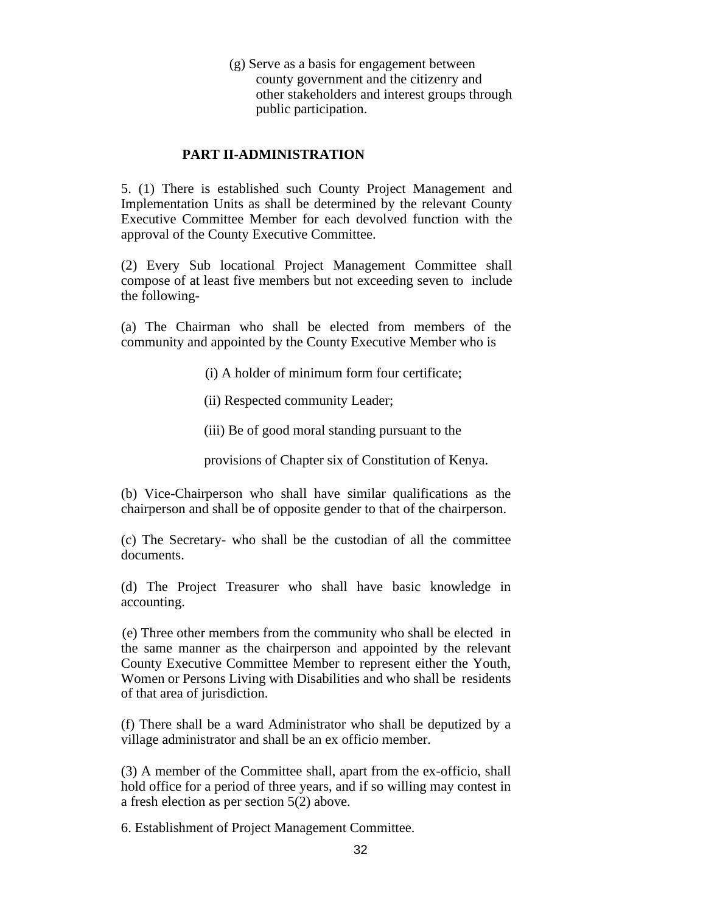(g) Serve as a basis for engagement between county government and the citizenry and other stakeholders and interest groups through public participation.

**PART II-ADMINISTRATION**

5. (1) There is established such County Project Management and Implementation Units as shall be determined by the relevant County Executive Committee Member for each devolved function with the approval of the County Executive Committee.

(2) Every Sub locational Project Management Committee shall compose of at least five members but not exceeding seven to include the following-

(a) The Chairman who shall be elected from members of the community and appointed by the County Executive Member who is

(i) A holder of minimum form four certificate;

(ii) Respected community Leader;

(iii) Be of good moral standing pursuant to the

provisions of Chapter six of Constitution of Kenya.

(b) Vice-Chairperson who shall have similar qualifications as the chairperson and shall be of opposite gender to that of the chairperson.

(c) The Secretary- who shall be the custodian of all the committee documents.

(d) The Project Treasurer who shall have basic knowledge in accounting.

(e) Three other members from the community who shall be elected in the same manner as the chairperson and appointed by the relevant County Executive Committee Member to represent either the Youth, Women or Persons Living with Disabilities and who shall be residents of that area of jurisdiction.

(f) There shall be a ward Administrator who shall be deputized by a village administrator and shall be an ex officio member.

(3) A member of the Committee shall, apart from the ex-officio, shall hold office for a period of three years, and if so willing may contest in a fresh election as per section 5(2) above.

6. Establishment of Project Management Committee.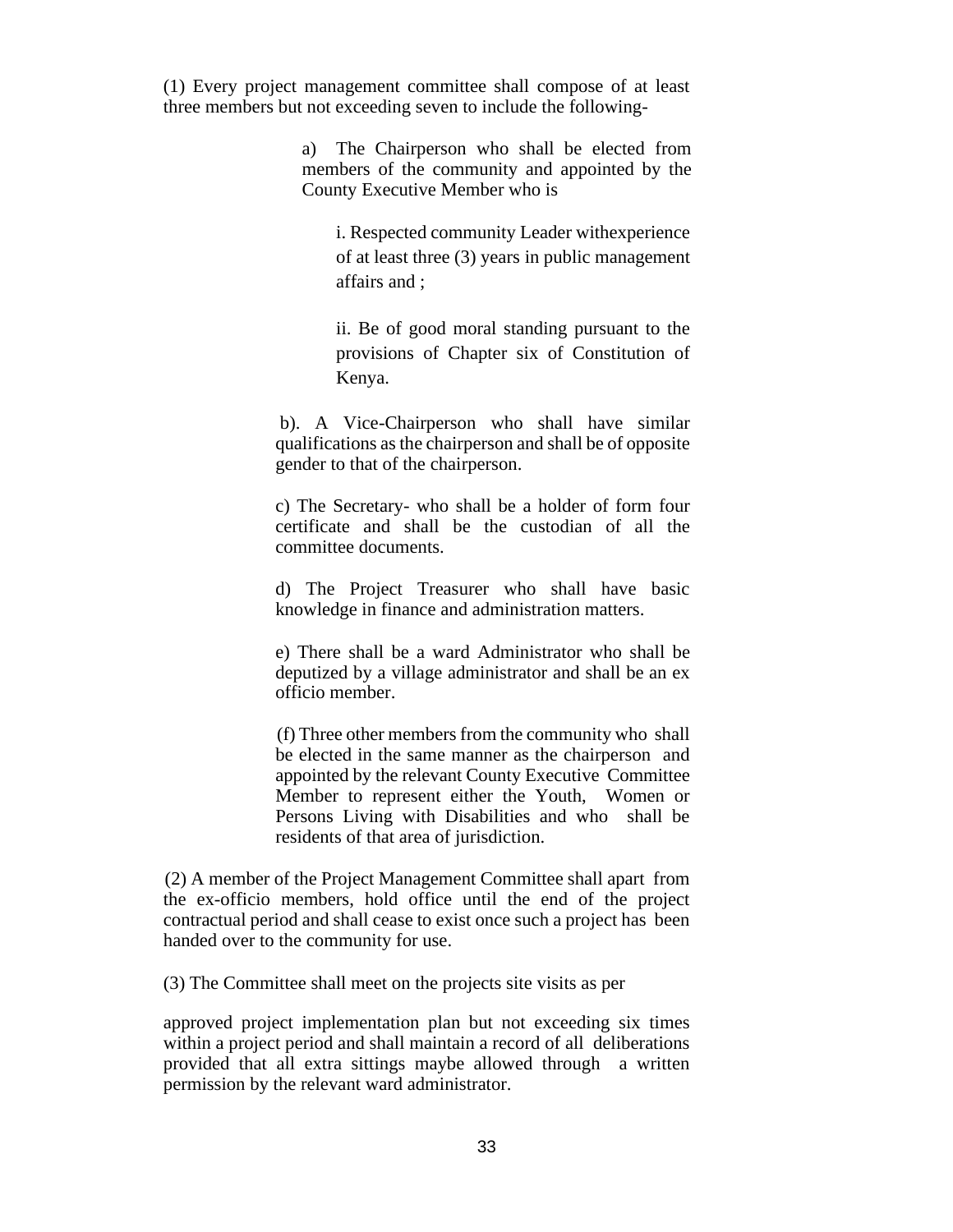(1) Every project management committee shall compose of at least three members but not exceeding seven to include the following-

a) The Chairperson who shall be elected from members of the community and appointed by the County Executive Member who is

i. Respected community Leader withexperience of at least three (3) years in public management affairs and ;

ii. Be of good moral standing pursuant to the provisions of Chapter six of Constitution of Kenya.

b). A Vice-Chairperson who shall have similar qualifications as the chairperson and shall be of opposite gender to that of the chairperson.

c) The Secretary- who shall be a holder of form four certificate and shall be the custodian of all the committee documents.

d) The Project Treasurer who shall have basic knowledge in finance and administration matters.

e) There shall be a ward Administrator who shall be deputized by a village administrator and shall be an ex officio member.

(f) Three other members from the community who shall be elected in the same manner as the chairperson and appointed by the relevant County Executive Committee Member to represent either the Youth, Women or Persons Living with Disabilities and who shall be residents of that area of jurisdiction.

(2) A member of the Project Management Committee shall apart from the ex-officio members, hold office until the end of the project contractual period and shall cease to exist once such a project has been handed over to the community for use.

(3) The Committee shall meet on the projects site visits as per

approved project implementation plan but not exceeding six times within a project period and shall maintain a record of all deliberations provided that all extra sittings maybe allowed through a written permission by the relevant ward administrator.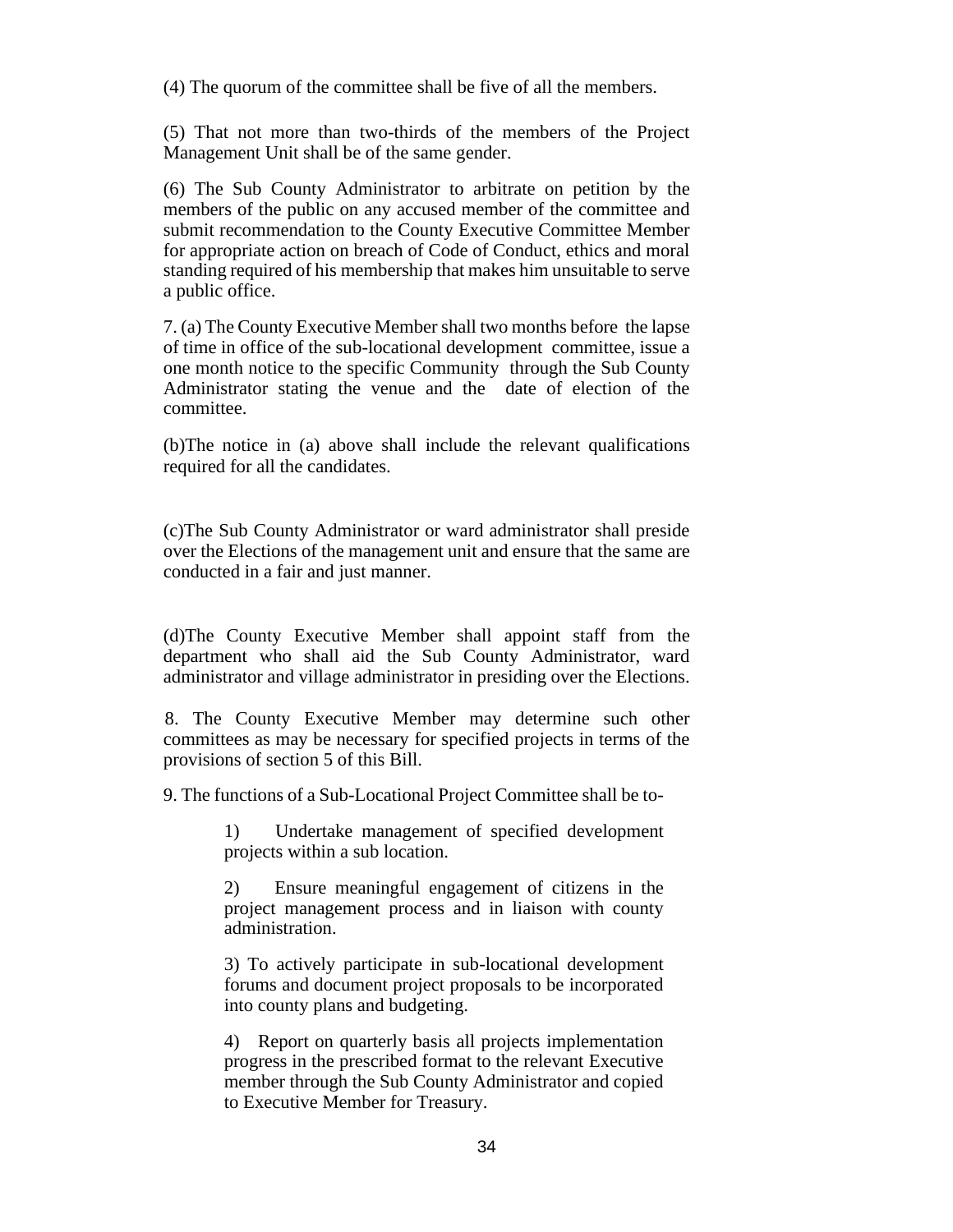(4) The quorum of the committee shall be five of all the members.

(5) That not more than two-thirds of the members of the Project Management Unit shall be of the same gender.

(6) The Sub County Administrator to arbitrate on petition by the members of the public on any accused member of the committee and submit recommendation to the County Executive Committee Member for appropriate action on breach of Code of Conduct, ethics and moral standing required of his membership that makes him unsuitable to serve a public office.

7. (a) The County Executive Member shall two months before the lapse of time in office of the sub-locational development committee, issue a one month notice to the specific Community through the Sub County Administrator stating the venue and the date of election of the committee.

(b)The notice in (a) above shall include the relevant qualifications required for all the candidates.

(c)The Sub County Administrator or ward administrator shall preside over the Elections of the management unit and ensure that the same are conducted in a fair and just manner.

(d)The County Executive Member shall appoint staff from the department who shall aid the Sub County Administrator, ward administrator and village administrator in presiding over the Elections.

8. The County Executive Member may determine such other committees as may be necessary for specified projects in terms of the provisions of section 5 of this Bill.

9. The functions of a Sub-Locational Project Committee shall be to-

> 1) Undertake management of specified development projects within a sub location.
>
> 2) Ensure meaningful engagement of citizens in the project management process and in liaison with county administration.
>
> 3) To actively participate in sub-locational development forums and document project proposals to be incorporated into county plans and budgeting.
>
> 4) Report on quarterly basis all projects implementation progress in the prescribed format to the relevant Executive member through the Sub County Administrator and copied to Executive Member for Treasury.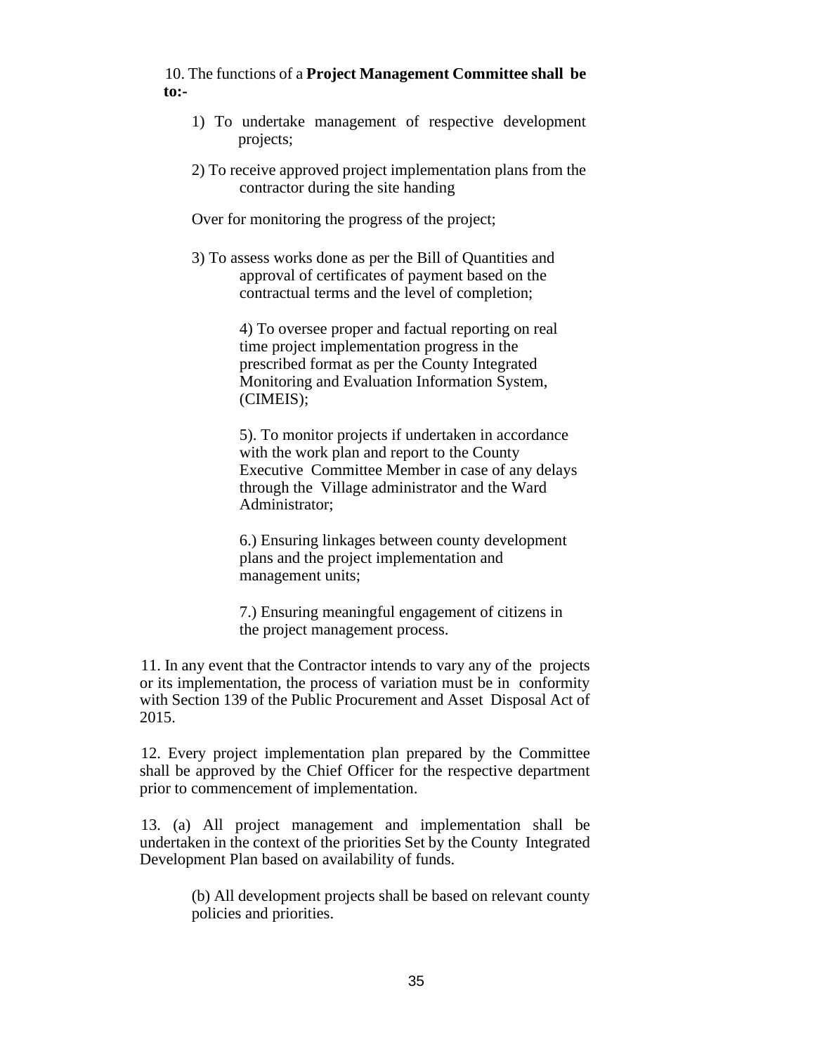10. The functions of a **Project Management Committee shall be to:-**

1) To undertake management of respective development projects;

2) To receive approved project implementation plans from the contractor during the site handing

Over for monitoring the progress of the project;

3) To assess works done as per the Bill of Quantities and approval of certificates of payment based on the contractual terms and the level of completion;

4) To oversee proper and factual reporting on real time project implementation progress in the prescribed format as per the County Integrated Monitoring and Evaluation Information System, (CIMEIS);

5). To monitor projects if undertaken in accordance with the work plan and report to the County Executive Committee Member in case of any delays through the Village administrator and the Ward Administrator;

6.) Ensuring linkages between county development plans and the project implementation and management units;

7.) Ensuring meaningful engagement of citizens in the project management process.

11. In any event that the Contractor intends to vary any of the projects or its implementation, the process of variation must be in conformity with Section 139 of the Public Procurement and Asset Disposal Act of 2015.

12. Every project implementation plan prepared by the Committee shall be approved by the Chief Officer for the respective department prior to commencement of implementation.

13. (a) All project management and implementation shall be undertaken in the context of the priorities Set by the County Integrated Development Plan based on availability of funds.

(b) All development projects shall be based on relevant county policies and priorities.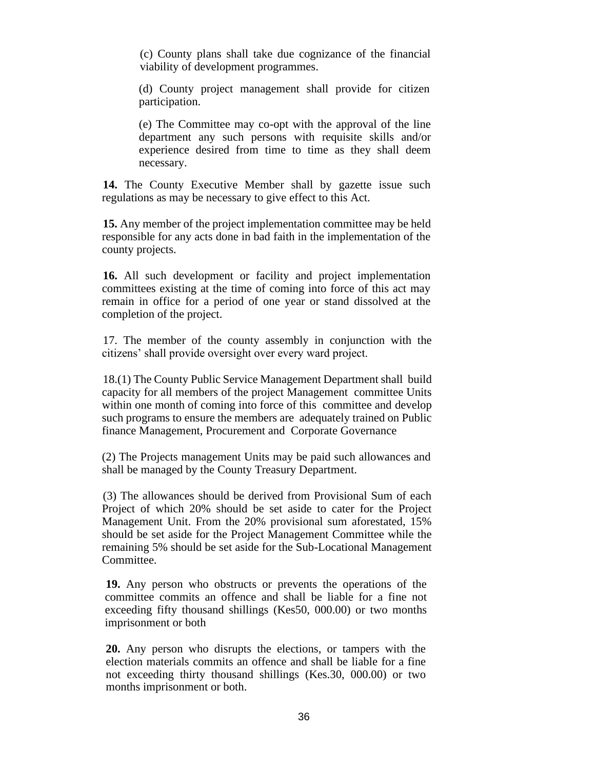(c) County plans shall take due cognizance of the financial viability of development programmes.

(d) County project management shall provide for citizen participation.

(e) The Committee may co-opt with the approval of the line department any such persons with requisite skills and/or experience desired from time to time as they shall deem necessary.

**14.** The County Executive Member shall by gazette issue such regulations as may be necessary to give effect to this Act.

**15.** Any member of the project implementation committee may be held responsible for any acts done in bad faith in the implementation of the county projects.

**16.** All such development or facility and project implementation committees existing at the time of coming into force of this act may remain in office for a period of one year or stand dissolved at the completion of the project.

17. The member of the county assembly in conjunction with the citizens' shall provide oversight over every ward project.

18.(1) The County Public Service Management Department shall build capacity for all members of the project Management committee Units within one month of coming into force of this committee and develop such programs to ensure the members are adequately trained on Public finance Management, Procurement and Corporate Governance

(2) The Projects management Units may be paid such allowances and shall be managed by the County Treasury Department.

(3) The allowances should be derived from Provisional Sum of each Project of which 20% should be set aside to cater for the Project Management Unit. From the 20% provisional sum aforestated, 15% should be set aside for the Project Management Committee while the remaining 5% should be set aside for the Sub-Locational Management Committee.

**19.** Any person who obstructs or prevents the operations of the committee commits an offence and shall be liable for a fine not exceeding fifty thousand shillings (Kes50, 000.00) or two months imprisonment or both

**20.** Any person who disrupts the elections, or tampers with the election materials commits an offence and shall be liable for a fine not exceeding thirty thousand shillings (Kes.30, 000.00) or two months imprisonment or both.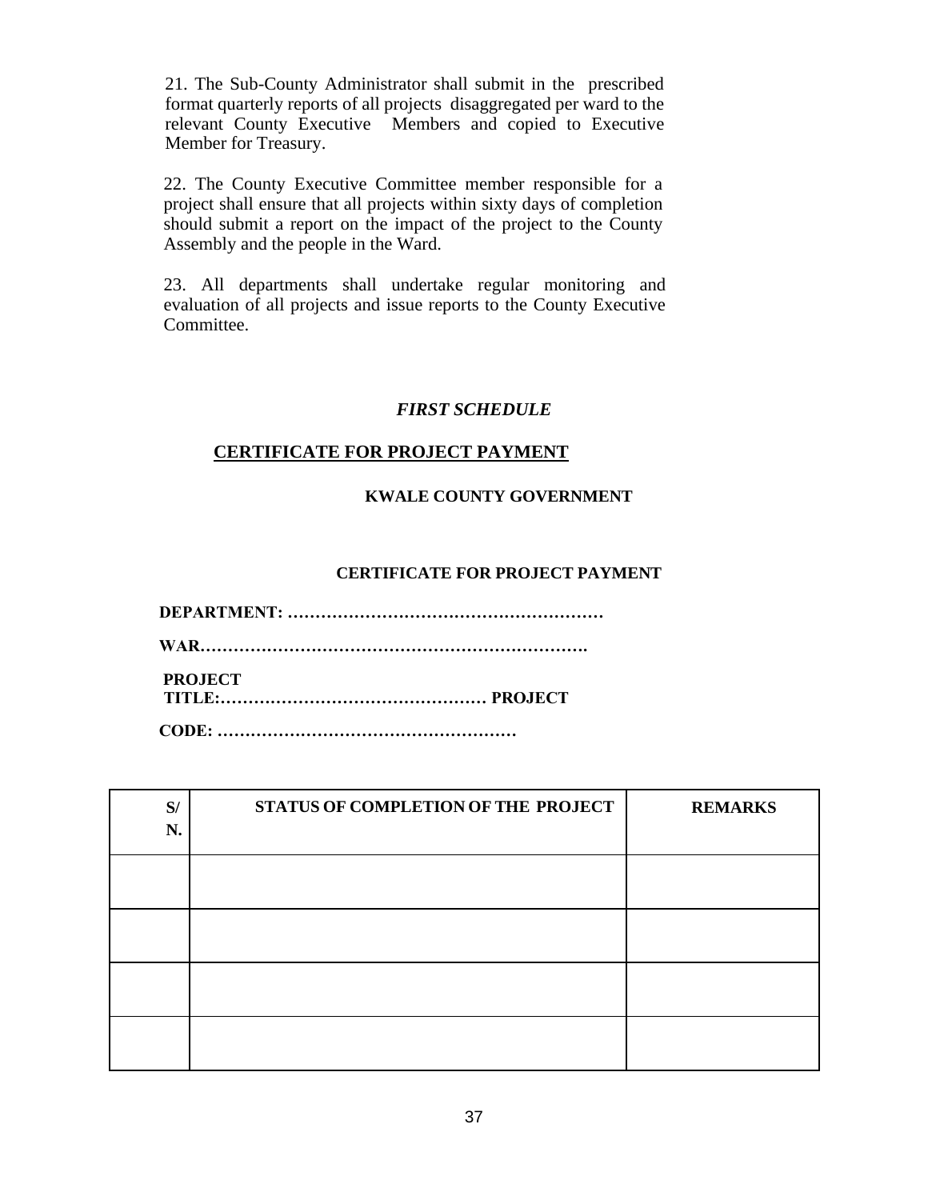21. The Sub-County Administrator shall submit in the prescribed format quarterly reports of all projects disaggregated per ward to the relevant County Executive Members and copied to Executive Member for Treasury.

22. The County Executive Committee member responsible for a project shall ensure that all projects within sixty days of completion should submit a report on the impact of the project to the County Assembly and the people in the Ward.

23. All departments shall undertake regular monitoring and evaluation of all projects and issue reports to the County Executive Committee.

## *FIRST SCHEDULE*

## CERTIFICATE FOR PROJECT PAYMENT

**KWALE COUNTY GOVERNMENT**

**CERTIFICATE FOR PROJECT PAYMENT**

**DEPARTMENT: …………………………………………………**

**WAR…………………………………………………………….**

**PROJECT TITLE:………………………………………… PROJECT**

**CODE: ………………………………………………**

| S/N. | STATUS OF COMPLETION OF THE PROJECT | REMARKS |
|---|---|---|
| | | |
| | | |
| | | |
| | | |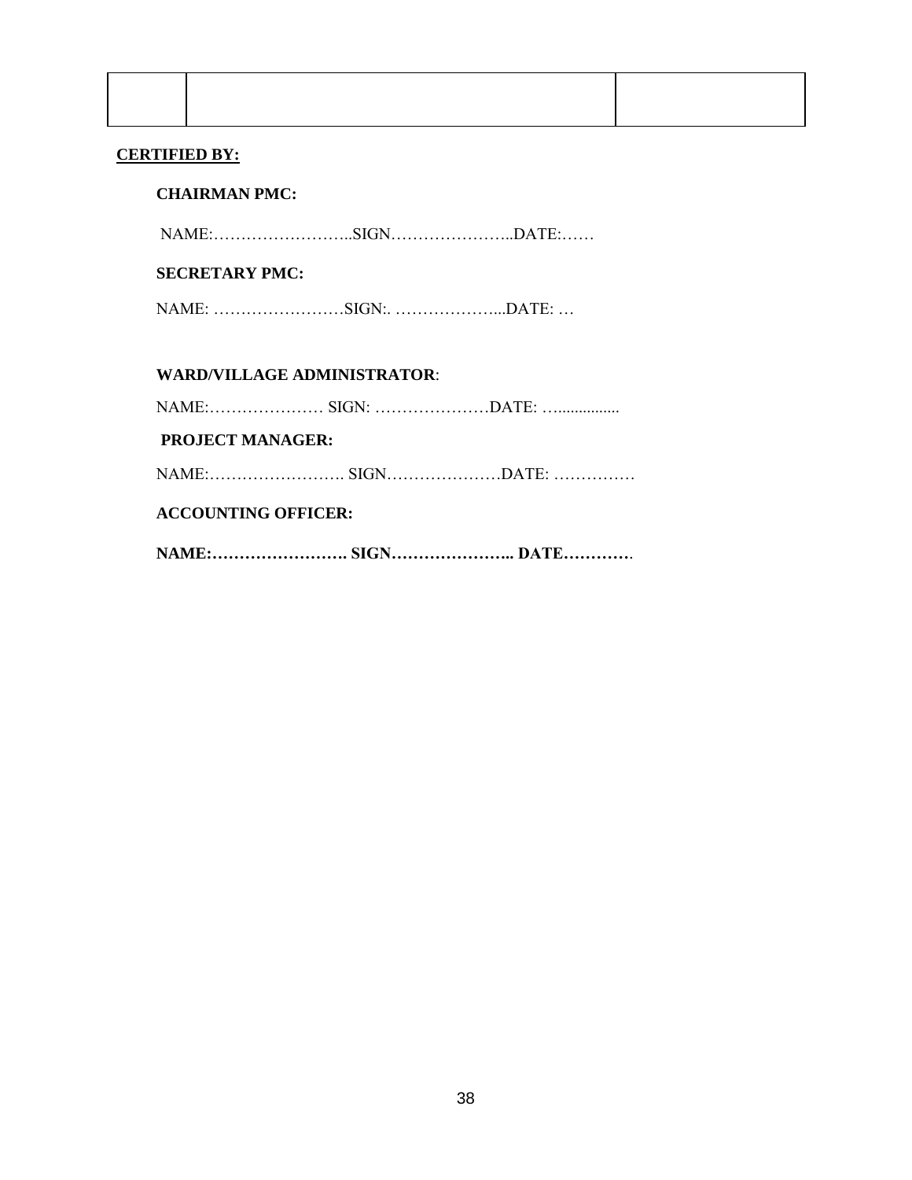| | | |
|---|---|---|
| | | |

**CERTIFIED BY:**

**CHAIRMAN PMC:**

NAME:……………………..SIGN…………………..DATE:……

**SECRETARY PMC:**

NAME: ……………………SIGN:. ………………...DATE: …

**WARD/VILLAGE ADMINISTRATOR**:

NAME:………………… SIGN: …………………DATE: …..............

**PROJECT MANAGER:**

NAME:……………………. SIGN…………………DATE: ……………

**ACCOUNTING OFFICER:**

**NAME:……………………. SIGN………………….. DATE…………**.